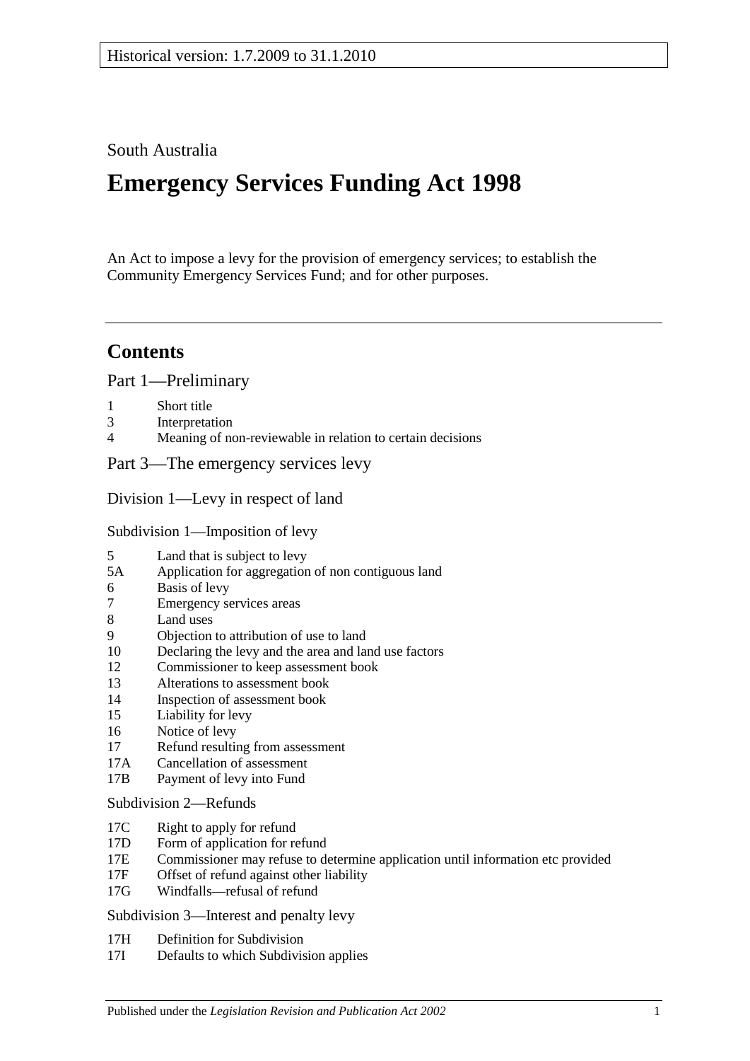Historical version: 1.7.2009 to 31.1.2010

South Australia

# Emergency Services Funding Act 1998

An Act to impose a levy for the provision of emergency services; to establish the Community Emergency Services Fund; and for other purposes.

## Contents

Part 1—Preliminary

1 Short title
3 Interpretation
4 Meaning of non-reviewable in relation to certain decisions

Part 3—The emergency services levy

Division 1—Levy in respect of land

Subdivision 1—Imposition of levy

5 Land that is subject to levy
5A Application for aggregation of non contiguous land
6 Basis of levy
7 Emergency services areas
8 Land uses
9 Objection to attribution of use to land
10 Declaring the levy and the area and land use factors
12 Commissioner to keep assessment book
13 Alterations to assessment book
14 Inspection of assessment book
15 Liability for levy
16 Notice of levy
17 Refund resulting from assessment
17A Cancellation of assessment
17B Payment of levy into Fund

Subdivision 2—Refunds

17C Right to apply for refund
17D Form of application for refund
17E Commissioner may refuse to determine application until information etc provided
17F Offset of refund against other liability
17G Windfalls—refusal of refund

Subdivision 3—Interest and penalty levy

17H Definition for Subdivision
17I Defaults to which Subdivision applies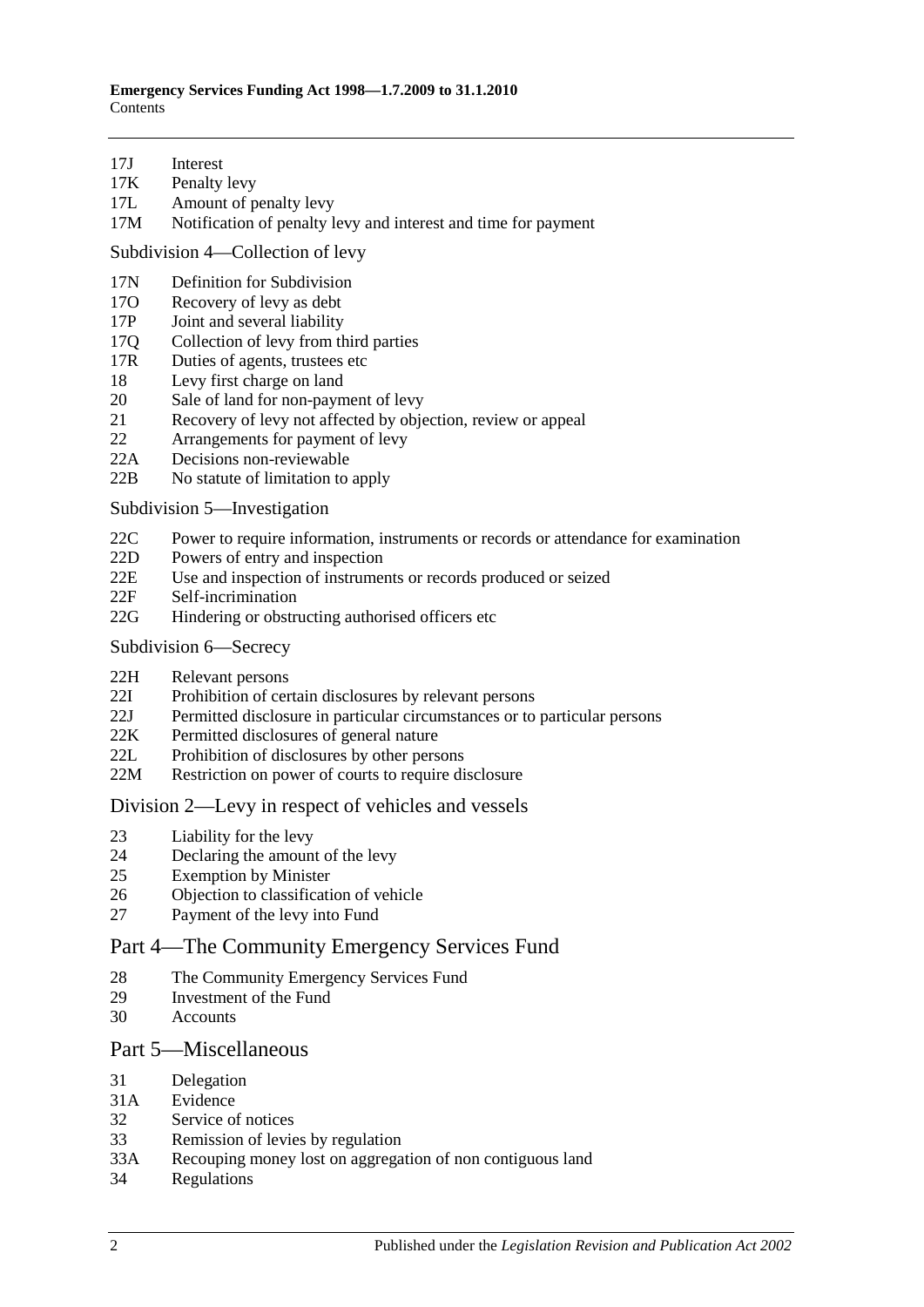17J Interest
17K Penalty levy
17L Amount of penalty levy
17M Notification of penalty levy and interest and time for payment

### Subdivision 4—Collection of levy

17N Definition for Subdivision
17O Recovery of levy as debt
17P Joint and several liability
17Q Collection of levy from third parties
17R Duties of agents, trustees etc
18 Levy first charge on land
20 Sale of land for non-payment of levy
21 Recovery of levy not affected by objection, review or appeal
22 Arrangements for payment of levy
22A Decisions non-reviewable
22B No statute of limitation to apply

### Subdivision 5—Investigation

22C Power to require information, instruments or records or attendance for examination
22D Powers of entry and inspection
22E Use and inspection of instruments or records produced or seized
22F Self-incrimination
22G Hindering or obstructing authorised officers etc

### Subdivision 6—Secrecy

22H Relevant persons
22I Prohibition of certain disclosures by relevant persons
22J Permitted disclosure in particular circumstances or to particular persons
22K Permitted disclosures of general nature
22L Prohibition of disclosures by other persons
22M Restriction on power of courts to require disclosure

## Division 2—Levy in respect of vehicles and vessels

23 Liability for the levy
24 Declaring the amount of the levy
25 Exemption by Minister
26 Objection to classification of vehicle
27 Payment of the levy into Fund

## Part 4—The Community Emergency Services Fund

28 The Community Emergency Services Fund
29 Investment of the Fund
30 Accounts

## Part 5—Miscellaneous

31 Delegation
31A Evidence
32 Service of notices
33 Remission of levies by regulation
33A Recouping money lost on aggregation of non contiguous land
34 Regulations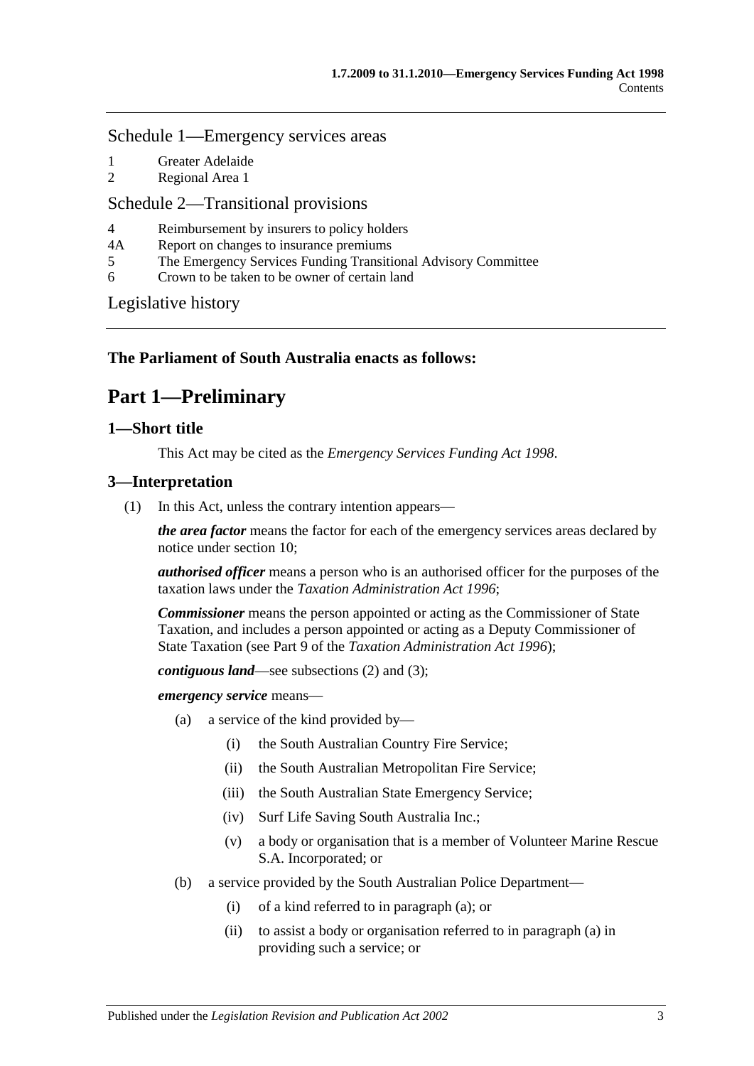Schedule 1—Emergency services areas

1 Greater Adelaide
2 Regional Area 1

Schedule 2—Transitional provisions

4 Reimbursement by insurers to policy holders
4A Report on changes to insurance premiums
5 The Emergency Services Funding Transitional Advisory Committee
6 Crown to be taken to be owner of certain land

Legislative history

**The Parliament of South Australia enacts as follows:**

# Part 1—Preliminary

## 1—Short title

This Act may be cited as the *Emergency Services Funding Act 1998*.

## 3—Interpretation

(1) In this Act, unless the contrary intention appears—

***the area factor*** means the factor for each of the emergency services areas declared by notice under section 10;

***authorised officer*** means a person who is an authorised officer for the purposes of the taxation laws under the *Taxation Administration Act 1996*;

***Commissioner*** means the person appointed or acting as the Commissioner of State Taxation, and includes a person appointed or acting as a Deputy Commissioner of State Taxation (see Part 9 of the *Taxation Administration Act 1996*);

***contiguous land***—see subsections (2) and (3);

***emergency service*** means—

- (a) a service of the kind provided by—
  - (i) the South Australian Country Fire Service;
  - (ii) the South Australian Metropolitan Fire Service;
  - (iii) the South Australian State Emergency Service;
  - (iv) Surf Life Saving South Australia Inc.;
  - (v) a body or organisation that is a member of Volunteer Marine Rescue S.A. Incorporated; or
- (b) a service provided by the South Australian Police Department—
  - (i) of a kind referred to in paragraph (a); or
  - (ii) to assist a body or organisation referred to in paragraph (a) in providing such a service; or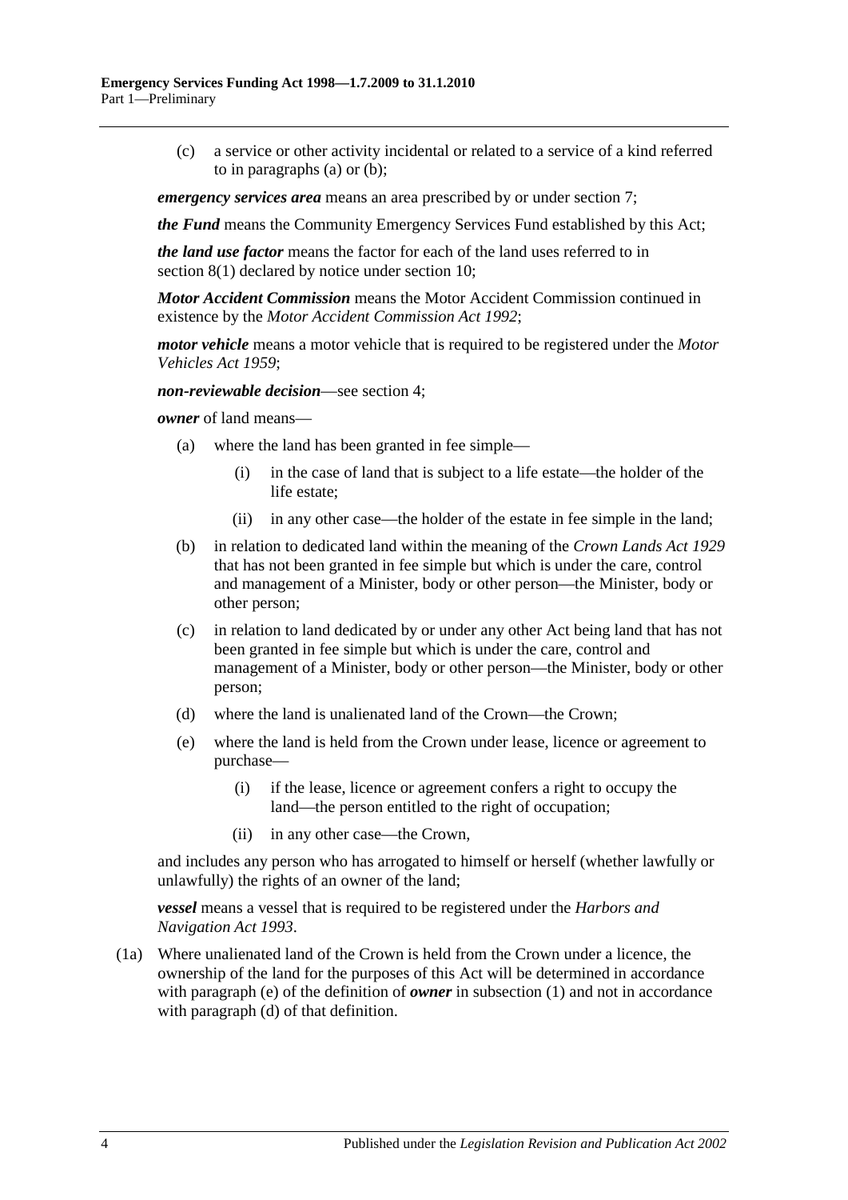(c) a service or other activity incidental or related to a service of a kind referred to in paragraphs (a) or (b);

***emergency services area*** means an area prescribed by or under section 7;

***the Fund*** means the Community Emergency Services Fund established by this Act;

***the land use factor*** means the factor for each of the land uses referred to in section 8(1) declared by notice under section 10;

***Motor Accident Commission*** means the Motor Accident Commission continued in existence by the *Motor Accident Commission Act 1992*;

***motor vehicle*** means a motor vehicle that is required to be registered under the *Motor Vehicles Act 1959*;

***non-reviewable decision***—see section 4;

***owner*** of land means—

(a) where the land has been granted in fee simple—

(i) in the case of land that is subject to a life estate—the holder of the life estate;

(ii) in any other case—the holder of the estate in fee simple in the land;

(b) in relation to dedicated land within the meaning of the *Crown Lands Act 1929* that has not been granted in fee simple but which is under the care, control and management of a Minister, body or other person—the Minister, body or other person;

(c) in relation to land dedicated by or under any other Act being land that has not been granted in fee simple but which is under the care, control and management of a Minister, body or other person—the Minister, body or other person;

(d) where the land is unalienated land of the Crown—the Crown;

(e) where the land is held from the Crown under lease, licence or agreement to purchase—

(i) if the lease, licence or agreement confers a right to occupy the land—the person entitled to the right of occupation;

(ii) in any other case—the Crown,

and includes any person who has arrogated to himself or herself (whether lawfully or unlawfully) the rights of an owner of the land;

***vessel*** means a vessel that is required to be registered under the *Harbors and Navigation Act 1993*.

(1a) Where unalienated land of the Crown is held from the Crown under a licence, the ownership of the land for the purposes of this Act will be determined in accordance with paragraph (e) of the definition of ***owner*** in subsection (1) and not in accordance with paragraph (d) of that definition.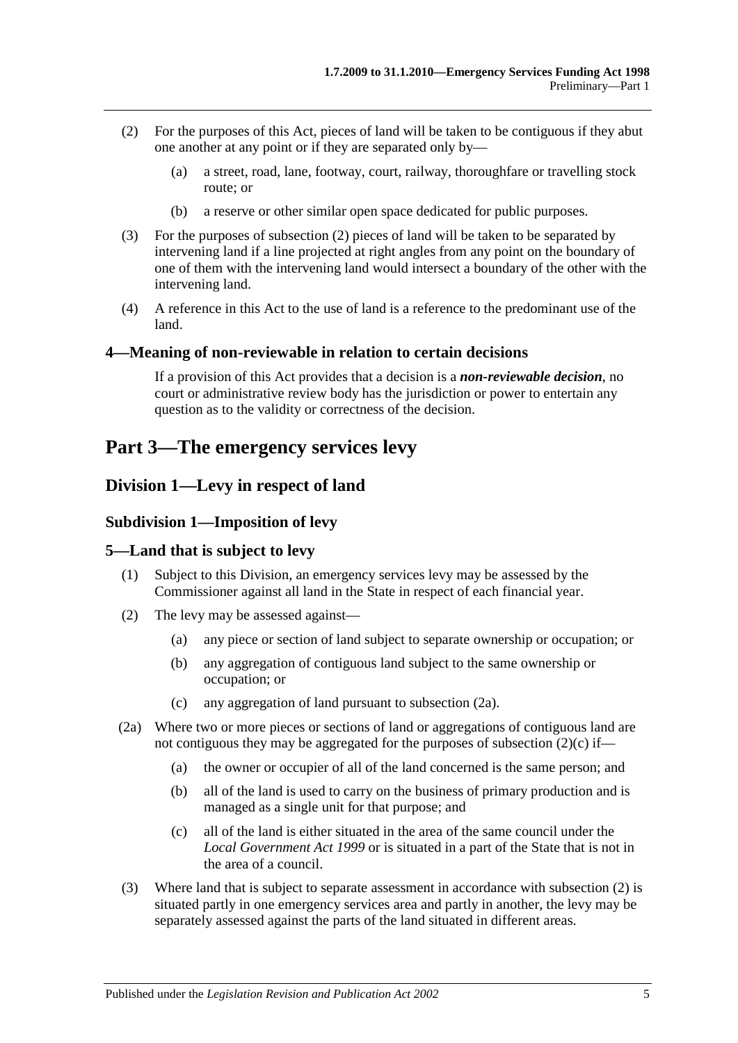(2) For the purposes of this Act, pieces of land will be taken to be contiguous if they abut one another at any point or if they are separated only by—

(a) a street, road, lane, footway, court, railway, thoroughfare or travelling stock route; or

(b) a reserve or other similar open space dedicated for public purposes.

(3) For the purposes of subsection (2) pieces of land will be taken to be separated by intervening land if a line projected at right angles from any point on the boundary of one of them with the intervening land would intersect a boundary of the other with the intervening land.

(4) A reference in this Act to the use of land is a reference to the predominant use of the land.

### 4—Meaning of non-reviewable in relation to certain decisions

If a provision of this Act provides that a decision is a ***non-reviewable decision***, no court or administrative review body has the jurisdiction or power to entertain any question as to the validity or correctness of the decision.

# Part 3—The emergency services levy

## Division 1—Levy in respect of land

### Subdivision 1—Imposition of levy

### 5—Land that is subject to levy

(1) Subject to this Division, an emergency services levy may be assessed by the Commissioner against all land in the State in respect of each financial year.

(2) The levy may be assessed against—

(a) any piece or section of land subject to separate ownership or occupation; or

(b) any aggregation of contiguous land subject to the same ownership or occupation; or

(c) any aggregation of land pursuant to subsection (2a).

(2a) Where two or more pieces or sections of land or aggregations of contiguous land are not contiguous they may be aggregated for the purposes of subsection (2)(c) if—

(a) the owner or occupier of all of the land concerned is the same person; and

(b) all of the land is used to carry on the business of primary production and is managed as a single unit for that purpose; and

(c) all of the land is either situated in the area of the same council under the *Local Government Act 1999* or is situated in a part of the State that is not in the area of a council.

(3) Where land that is subject to separate assessment in accordance with subsection (2) is situated partly in one emergency services area and partly in another, the levy may be separately assessed against the parts of the land situated in different areas.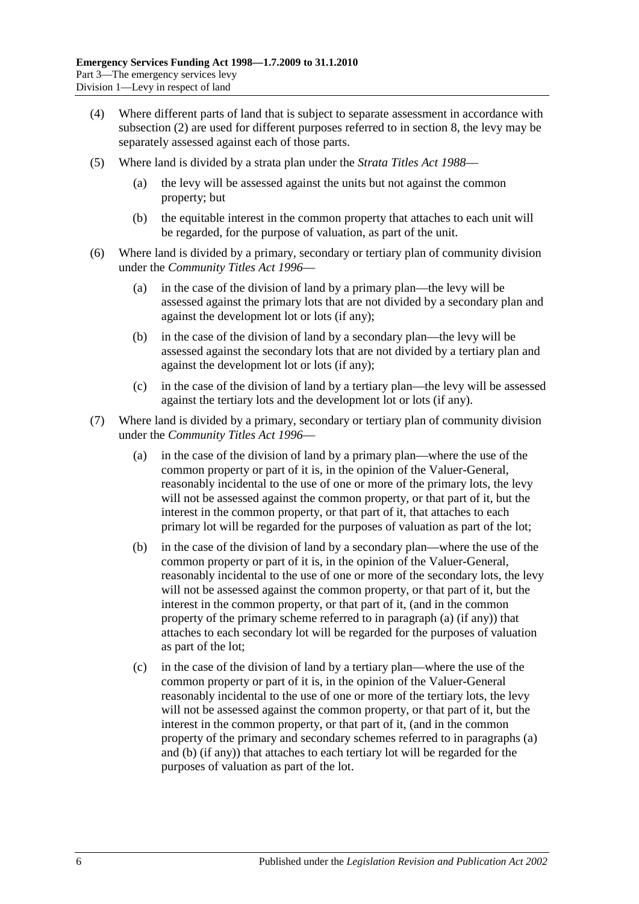(4) Where different parts of land that is subject to separate assessment in accordance with subsection (2) are used for different purposes referred to in section 8, the levy may be separately assessed against each of those parts.

(5) Where land is divided by a strata plan under the *Strata Titles Act 1988*—

  (a) the levy will be assessed against the units but not against the common property; but

  (b) the equitable interest in the common property that attaches to each unit will be regarded, for the purpose of valuation, as part of the unit.

(6) Where land is divided by a primary, secondary or tertiary plan of community division under the *Community Titles Act 1996*—

  (a) in the case of the division of land by a primary plan—the levy will be assessed against the primary lots that are not divided by a secondary plan and against the development lot or lots (if any);

  (b) in the case of the division of land by a secondary plan—the levy will be assessed against the secondary lots that are not divided by a tertiary plan and against the development lot or lots (if any);

  (c) in the case of the division of land by a tertiary plan—the levy will be assessed against the tertiary lots and the development lot or lots (if any).

(7) Where land is divided by a primary, secondary or tertiary plan of community division under the *Community Titles Act 1996*—

  (a) in the case of the division of land by a primary plan—where the use of the common property or part of it is, in the opinion of the Valuer-General, reasonably incidental to the use of one or more of the primary lots, the levy will not be assessed against the common property, or that part of it, but the interest in the common property, or that part of it, that attaches to each primary lot will be regarded for the purposes of valuation as part of the lot;

  (b) in the case of the division of land by a secondary plan—where the use of the common property or part of it is, in the opinion of the Valuer-General, reasonably incidental to the use of one or more of the secondary lots, the levy will not be assessed against the common property, or that part of it, but the interest in the common property, or that part of it, (and in the common property of the primary scheme referred to in paragraph (a) (if any)) that attaches to each secondary lot will be regarded for the purposes of valuation as part of the lot;

  (c) in the case of the division of land by a tertiary plan—where the use of the common property or part of it is, in the opinion of the Valuer-General reasonably incidental to the use of one or more of the tertiary lots, the levy will not be assessed against the common property, or that part of it, but the interest in the common property, or that part of it, (and in the common property of the primary and secondary schemes referred to in paragraphs (a) and (b) (if any)) that attaches to each tertiary lot will be regarded for the purposes of valuation as part of the lot.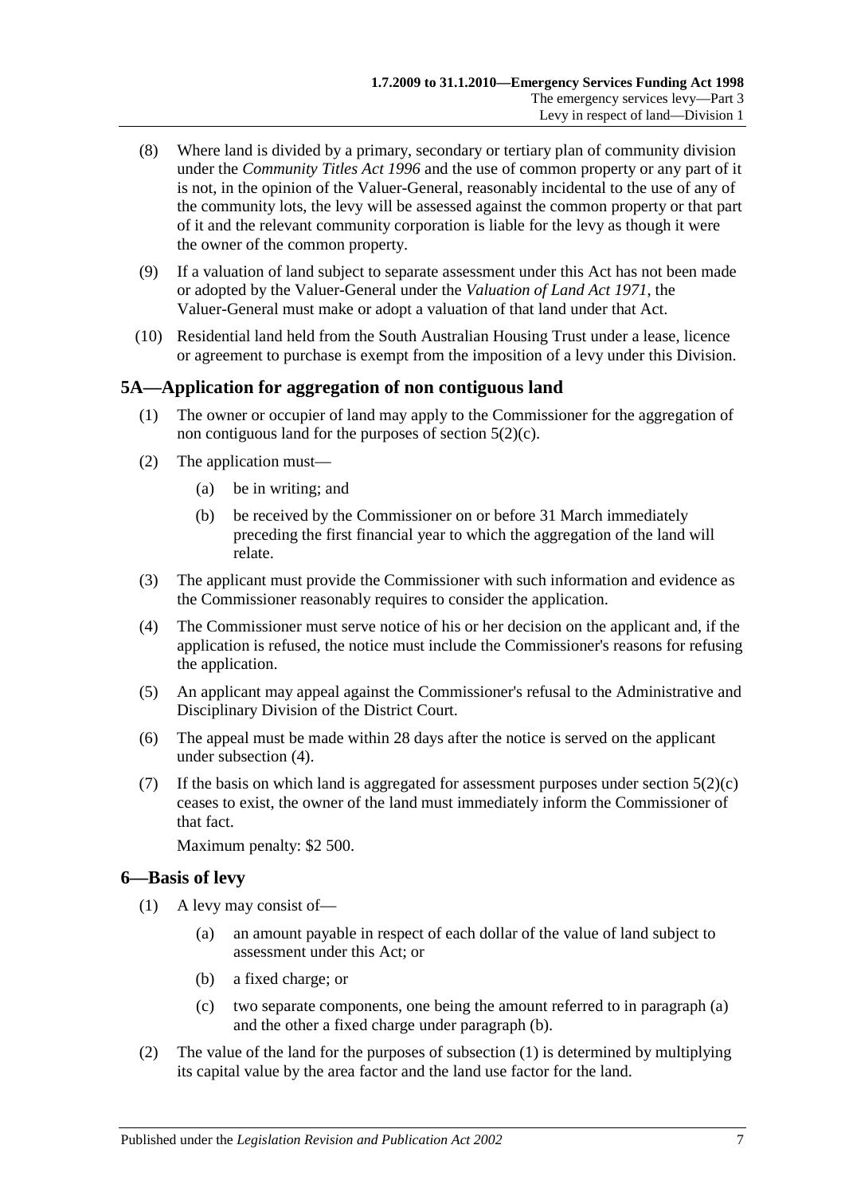(8) Where land is divided by a primary, secondary or tertiary plan of community division under the *Community Titles Act 1996* and the use of common property or any part of it is not, in the opinion of the Valuer-General, reasonably incidental to the use of any of the community lots, the levy will be assessed against the common property or that part of it and the relevant community corporation is liable for the levy as though it were the owner of the common property.

(9) If a valuation of land subject to separate assessment under this Act has not been made or adopted by the Valuer-General under the *Valuation of Land Act 1971*, the Valuer-General must make or adopt a valuation of that land under that Act.

(10) Residential land held from the South Australian Housing Trust under a lease, licence or agreement to purchase is exempt from the imposition of a levy under this Division.

## 5A—Application for aggregation of non contiguous land

(1) The owner or occupier of land may apply to the Commissioner for the aggregation of non contiguous land for the purposes of section 5(2)(c).

(2) The application must—

(a) be in writing; and

(b) be received by the Commissioner on or before 31 March immediately preceding the first financial year to which the aggregation of the land will relate.

(3) The applicant must provide the Commissioner with such information and evidence as the Commissioner reasonably requires to consider the application.

(4) The Commissioner must serve notice of his or her decision on the applicant and, if the application is refused, the notice must include the Commissioner's reasons for refusing the application.

(5) An applicant may appeal against the Commissioner's refusal to the Administrative and Disciplinary Division of the District Court.

(6) The appeal must be made within 28 days after the notice is served on the applicant under subsection (4).

(7) If the basis on which land is aggregated for assessment purposes under section 5(2)(c) ceases to exist, the owner of the land must immediately inform the Commissioner of that fact.

Maximum penalty: $2 500.

## 6—Basis of levy

(1) A levy may consist of—

(a) an amount payable in respect of each dollar of the value of land subject to assessment under this Act; or

(b) a fixed charge; or

(c) two separate components, one being the amount referred to in paragraph (a) and the other a fixed charge under paragraph (b).

(2) The value of the land for the purposes of subsection (1) is determined by multiplying its capital value by the area factor and the land use factor for the land.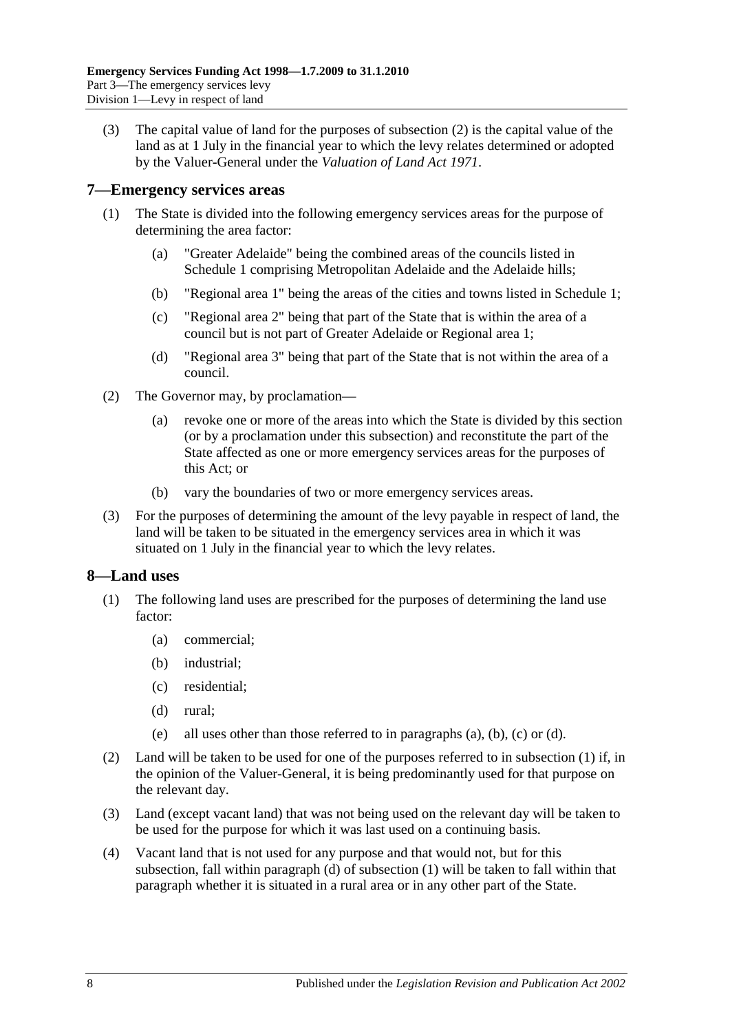(3) The capital value of land for the purposes of subsection (2) is the capital value of the land as at 1 July in the financial year to which the levy relates determined or adopted by the Valuer-General under the *Valuation of Land Act 1971*.

## 7—Emergency services areas

(1) The State is divided into the following emergency services areas for the purpose of determining the area factor:

(a) "Greater Adelaide" being the combined areas of the councils listed in Schedule 1 comprising Metropolitan Adelaide and the Adelaide hills;

(b) "Regional area 1" being the areas of the cities and towns listed in Schedule 1;

(c) "Regional area 2" being that part of the State that is within the area of a council but is not part of Greater Adelaide or Regional area 1;

(d) "Regional area 3" being that part of the State that is not within the area of a council.

(2) The Governor may, by proclamation—

(a) revoke one or more of the areas into which the State is divided by this section (or by a proclamation under this subsection) and reconstitute the part of the State affected as one or more emergency services areas for the purposes of this Act; or

(b) vary the boundaries of two or more emergency services areas.

(3) For the purposes of determining the amount of the levy payable in respect of land, the land will be taken to be situated in the emergency services area in which it was situated on 1 July in the financial year to which the levy relates.

## 8—Land uses

(1) The following land uses are prescribed for the purposes of determining the land use factor:

(a) commercial;

(b) industrial;

(c) residential;

(d) rural;

(e) all uses other than those referred to in paragraphs (a), (b), (c) or (d).

(2) Land will be taken to be used for one of the purposes referred to in subsection (1) if, in the opinion of the Valuer-General, it is being predominantly used for that purpose on the relevant day.

(3) Land (except vacant land) that was not being used on the relevant day will be taken to be used for the purpose for which it was last used on a continuing basis.

(4) Vacant land that is not used for any purpose and that would not, but for this subsection, fall within paragraph (d) of subsection (1) will be taken to fall within that paragraph whether it is situated in a rural area or in any other part of the State.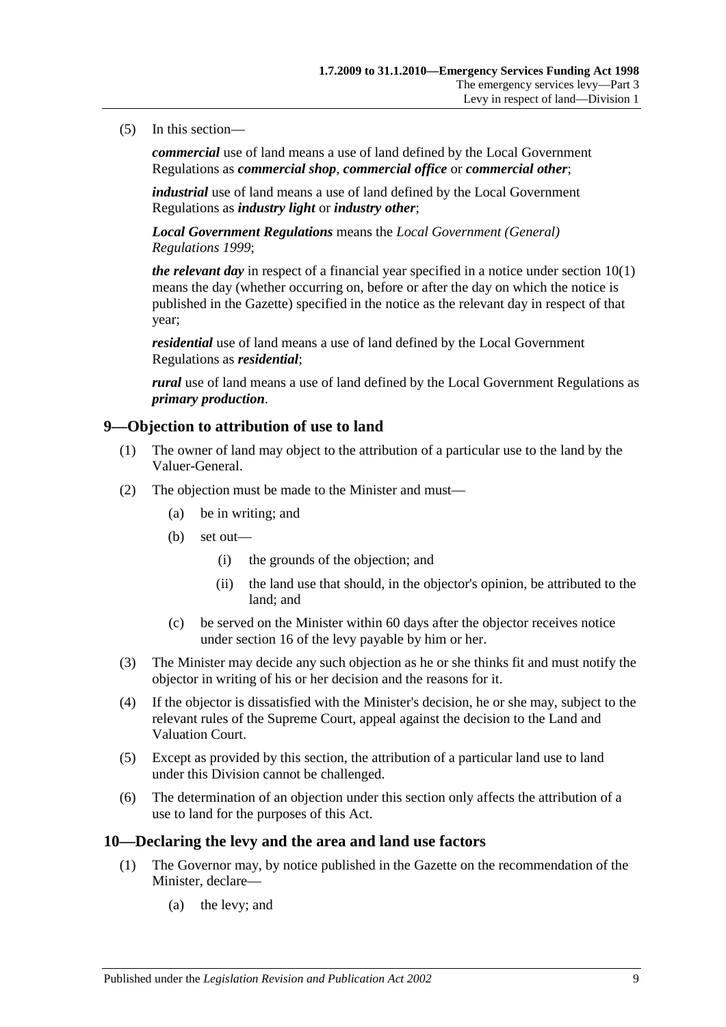(5) In this section—

***commercial*** use of land means a use of land defined by the Local Government Regulations as ***commercial shop***, ***commercial office*** or ***commercial other***;

***industrial*** use of land means a use of land defined by the Local Government Regulations as ***industry light*** or ***industry other***;

***Local Government Regulations*** means the *Local Government (General) Regulations 1999*;

***the relevant day*** in respect of a financial year specified in a notice under section 10(1) means the day (whether occurring on, before or after the day on which the notice is published in the Gazette) specified in the notice as the relevant day in respect of that year;

***residential*** use of land means a use of land defined by the Local Government Regulations as ***residential***;

***rural*** use of land means a use of land defined by the Local Government Regulations as ***primary production***.

## 9—Objection to attribution of use to land

(1) The owner of land may object to the attribution of a particular use to the land by the Valuer-General.

(2) The objection must be made to the Minister and must—

(a) be in writing; and

(b) set out—

(i) the grounds of the objection; and

(ii) the land use that should, in the objector's opinion, be attributed to the land; and

(c) be served on the Minister within 60 days after the objector receives notice under section 16 of the levy payable by him or her.

(3) The Minister may decide any such objection as he or she thinks fit and must notify the objector in writing of his or her decision and the reasons for it.

(4) If the objector is dissatisfied with the Minister's decision, he or she may, subject to the relevant rules of the Supreme Court, appeal against the decision to the Land and Valuation Court.

(5) Except as provided by this section, the attribution of a particular land use to land under this Division cannot be challenged.

(6) The determination of an objection under this section only affects the attribution of a use to land for the purposes of this Act.

## 10—Declaring the levy and the area and land use factors

(1) The Governor may, by notice published in the Gazette on the recommendation of the Minister, declare—

(a) the levy; and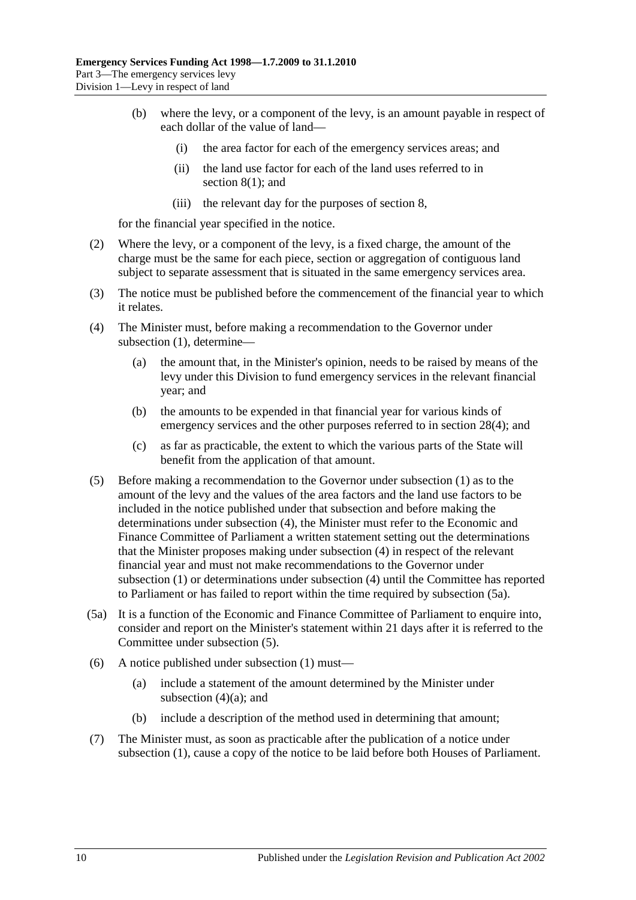(b) where the levy, or a component of the levy, is an amount payable in respect of each dollar of the value of land—

(i) the area factor for each of the emergency services areas; and

(ii) the land use factor for each of the land uses referred to in section 8(1); and

(iii) the relevant day for the purposes of section 8,

for the financial year specified in the notice.

(2) Where the levy, or a component of the levy, is a fixed charge, the amount of the charge must be the same for each piece, section or aggregation of contiguous land subject to separate assessment that is situated in the same emergency services area.

(3) The notice must be published before the commencement of the financial year to which it relates.

(4) The Minister must, before making a recommendation to the Governor under subsection (1), determine—

(a) the amount that, in the Minister's opinion, needs to be raised by means of the levy under this Division to fund emergency services in the relevant financial year; and

(b) the amounts to be expended in that financial year for various kinds of emergency services and the other purposes referred to in section 28(4); and

(c) as far as practicable, the extent to which the various parts of the State will benefit from the application of that amount.

(5) Before making a recommendation to the Governor under subsection (1) as to the amount of the levy and the values of the area factors and the land use factors to be included in the notice published under that subsection and before making the determinations under subsection (4), the Minister must refer to the Economic and Finance Committee of Parliament a written statement setting out the determinations that the Minister proposes making under subsection (4) in respect of the relevant financial year and must not make recommendations to the Governor under subsection (1) or determinations under subsection (4) until the Committee has reported to Parliament or has failed to report within the time required by subsection (5a).

(5a) It is a function of the Economic and Finance Committee of Parliament to enquire into, consider and report on the Minister's statement within 21 days after it is referred to the Committee under subsection (5).

(6) A notice published under subsection (1) must—

(a) include a statement of the amount determined by the Minister under subsection (4)(a); and

(b) include a description of the method used in determining that amount;

(7) The Minister must, as soon as practicable after the publication of a notice under subsection (1), cause a copy of the notice to be laid before both Houses of Parliament.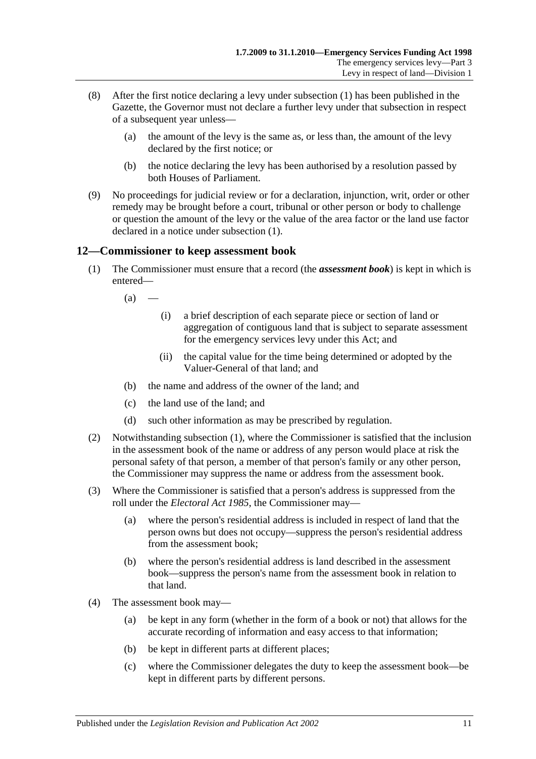(8) After the first notice declaring a levy under subsection (1) has been published in the Gazette, the Governor must not declare a further levy under that subsection in respect of a subsequent year unless—

(a) the amount of the levy is the same as, or less than, the amount of the levy declared by the first notice; or

(b) the notice declaring the levy has been authorised by a resolution passed by both Houses of Parliament.

(9) No proceedings for judicial review or for a declaration, injunction, writ, order or other remedy may be brought before a court, tribunal or other person or body to challenge or question the amount of the levy or the value of the area factor or the land use factor declared in a notice under subsection (1).

## 12—Commissioner to keep assessment book

(1) The Commissioner must ensure that a record (the ***assessment book***) is kept in which is entered—

(a) —

(i) a brief description of each separate piece or section of land or aggregation of contiguous land that is subject to separate assessment for the emergency services levy under this Act; and

(ii) the capital value for the time being determined or adopted by the Valuer-General of that land; and

(b) the name and address of the owner of the land; and

(c) the land use of the land; and

(d) such other information as may be prescribed by regulation.

(2) Notwithstanding subsection (1), where the Commissioner is satisfied that the inclusion in the assessment book of the name or address of any person would place at risk the personal safety of that person, a member of that person's family or any other person, the Commissioner may suppress the name or address from the assessment book.

(3) Where the Commissioner is satisfied that a person's address is suppressed from the roll under the *Electoral Act 1985*, the Commissioner may—

(a) where the person's residential address is included in respect of land that the person owns but does not occupy—suppress the person's residential address from the assessment book;

(b) where the person's residential address is land described in the assessment book—suppress the person's name from the assessment book in relation to that land.

(4) The assessment book may—

(a) be kept in any form (whether in the form of a book or not) that allows for the accurate recording of information and easy access to that information;

(b) be kept in different parts at different places;

(c) where the Commissioner delegates the duty to keep the assessment book—be kept in different parts by different persons.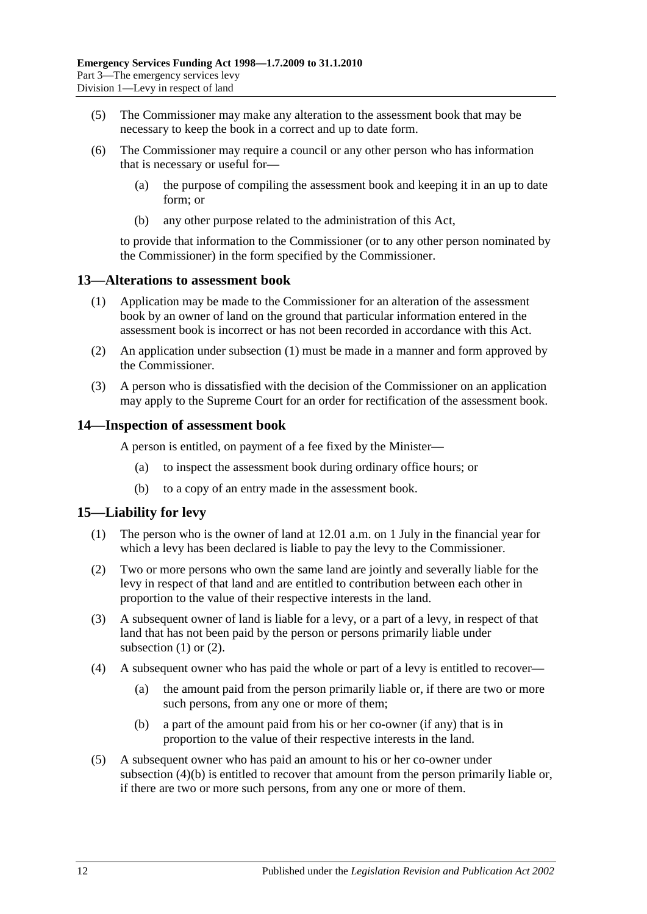(5) The Commissioner may make any alteration to the assessment book that may be necessary to keep the book in a correct and up to date form.

(6) The Commissioner may require a council or any other person who has information that is necessary or useful for—

(a) the purpose of compiling the assessment book and keeping it in an up to date form; or

(b) any other purpose related to the administration of this Act,

to provide that information to the Commissioner (or to any other person nominated by the Commissioner) in the form specified by the Commissioner.

## 13—Alterations to assessment book

(1) Application may be made to the Commissioner for an alteration of the assessment book by an owner of land on the ground that particular information entered in the assessment book is incorrect or has not been recorded in accordance with this Act.

(2) An application under subsection (1) must be made in a manner and form approved by the Commissioner.

(3) A person who is dissatisfied with the decision of the Commissioner on an application may apply to the Supreme Court for an order for rectification of the assessment book.

## 14—Inspection of assessment book

A person is entitled, on payment of a fee fixed by the Minister—

(a) to inspect the assessment book during ordinary office hours; or

(b) to a copy of an entry made in the assessment book.

## 15—Liability for levy

(1) The person who is the owner of land at 12.01 a.m. on 1 July in the financial year for which a levy has been declared is liable to pay the levy to the Commissioner.

(2) Two or more persons who own the same land are jointly and severally liable for the levy in respect of that land and are entitled to contribution between each other in proportion to the value of their respective interests in the land.

(3) A subsequent owner of land is liable for a levy, or a part of a levy, in respect of that land that has not been paid by the person or persons primarily liable under subsection (1) or (2).

(4) A subsequent owner who has paid the whole or part of a levy is entitled to recover—

(a) the amount paid from the person primarily liable or, if there are two or more such persons, from any one or more of them;

(b) a part of the amount paid from his or her co-owner (if any) that is in proportion to the value of their respective interests in the land.

(5) A subsequent owner who has paid an amount to his or her co-owner under subsection (4)(b) is entitled to recover that amount from the person primarily liable or, if there are two or more such persons, from any one or more of them.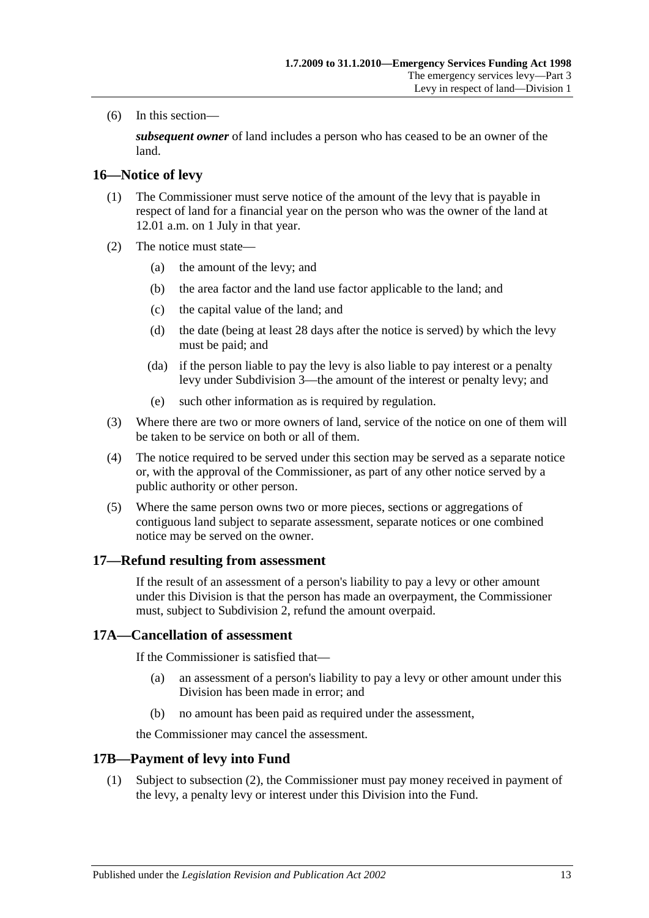(6) In this section—

***subsequent owner*** of land includes a person who has ceased to be an owner of the land.

## 16—Notice of levy

(1) The Commissioner must serve notice of the amount of the levy that is payable in respect of land for a financial year on the person who was the owner of the land at 12.01 a.m. on 1 July in that year.

(2) The notice must state—

(a) the amount of the levy; and

(b) the area factor and the land use factor applicable to the land; and

(c) the capital value of the land; and

(d) the date (being at least 28 days after the notice is served) by which the levy must be paid; and

(da) if the person liable to pay the levy is also liable to pay interest or a penalty levy under Subdivision 3—the amount of the interest or penalty levy; and

(e) such other information as is required by regulation.

(3) Where there are two or more owners of land, service of the notice on one of them will be taken to be service on both or all of them.

(4) The notice required to be served under this section may be served as a separate notice or, with the approval of the Commissioner, as part of any other notice served by a public authority or other person.

(5) Where the same person owns two or more pieces, sections or aggregations of contiguous land subject to separate assessment, separate notices or one combined notice may be served on the owner.

## 17—Refund resulting from assessment

If the result of an assessment of a person's liability to pay a levy or other amount under this Division is that the person has made an overpayment, the Commissioner must, subject to Subdivision 2, refund the amount overpaid.

## 17A—Cancellation of assessment

If the Commissioner is satisfied that—

(a) an assessment of a person's liability to pay a levy or other amount under this Division has been made in error; and

(b) no amount has been paid as required under the assessment,

the Commissioner may cancel the assessment.

## 17B—Payment of levy into Fund

(1) Subject to subsection (2), the Commissioner must pay money received in payment of the levy, a penalty levy or interest under this Division into the Fund.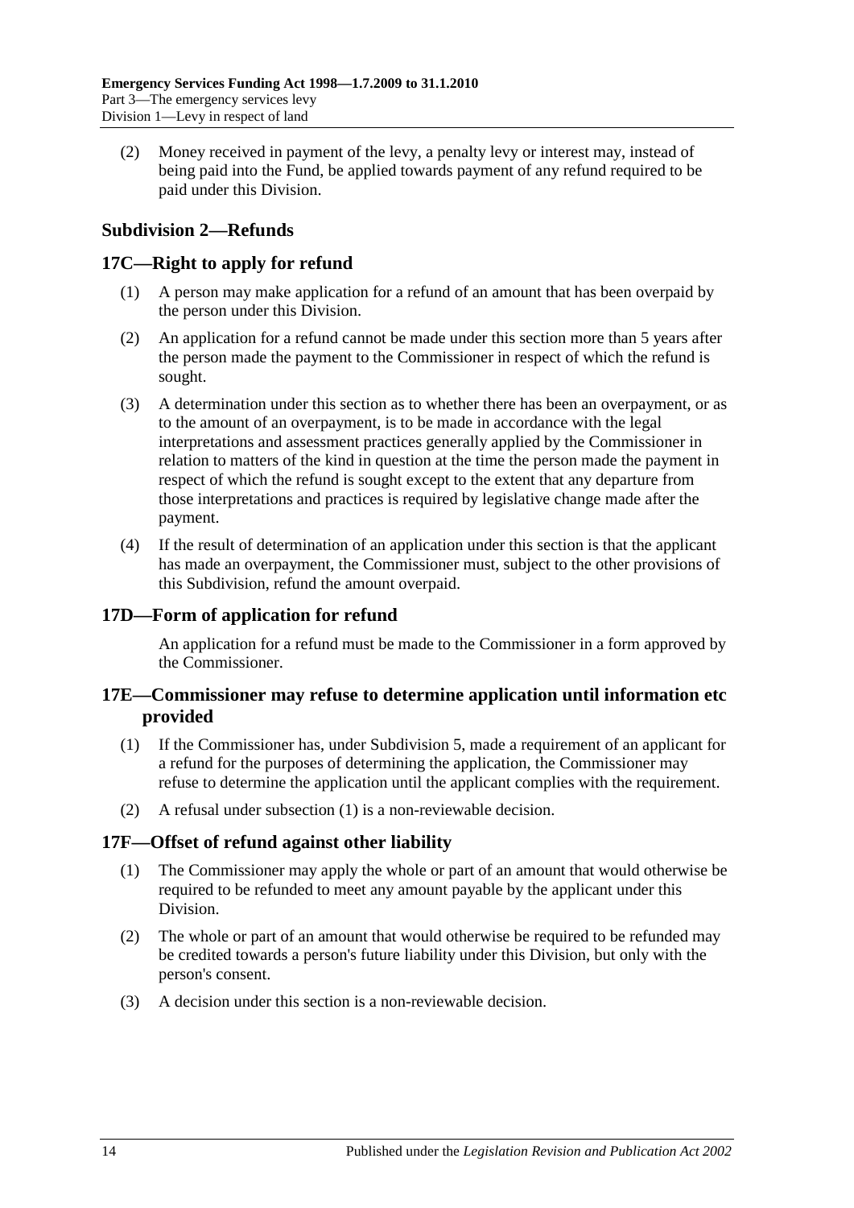(2) Money received in payment of the levy, a penalty levy or interest may, instead of being paid into the Fund, be applied towards payment of any refund required to be paid under this Division.

### Subdivision 2—Refunds

### 17C—Right to apply for refund

(1) A person may make application for a refund of an amount that has been overpaid by the person under this Division.

(2) An application for a refund cannot be made under this section more than 5 years after the person made the payment to the Commissioner in respect of which the refund is sought.

(3) A determination under this section as to whether there has been an overpayment, or as to the amount of an overpayment, is to be made in accordance with the legal interpretations and assessment practices generally applied by the Commissioner in relation to matters of the kind in question at the time the person made the payment in respect of which the refund is sought except to the extent that any departure from those interpretations and practices is required by legislative change made after the payment.

(4) If the result of determination of an application under this section is that the applicant has made an overpayment, the Commissioner must, subject to the other provisions of this Subdivision, refund the amount overpaid.

### 17D—Form of application for refund

An application for a refund must be made to the Commissioner in a form approved by the Commissioner.

### 17E—Commissioner may refuse to determine application until information etc provided

(1) If the Commissioner has, under Subdivision 5, made a requirement of an applicant for a refund for the purposes of determining the application, the Commissioner may refuse to determine the application until the applicant complies with the requirement.

(2) A refusal under subsection (1) is a non-reviewable decision.

### 17F—Offset of refund against other liability

(1) The Commissioner may apply the whole or part of an amount that would otherwise be required to be refunded to meet any amount payable by the applicant under this Division.

(2) The whole or part of an amount that would otherwise be required to be refunded may be credited towards a person's future liability under this Division, but only with the person's consent.

(3) A decision under this section is a non-reviewable decision.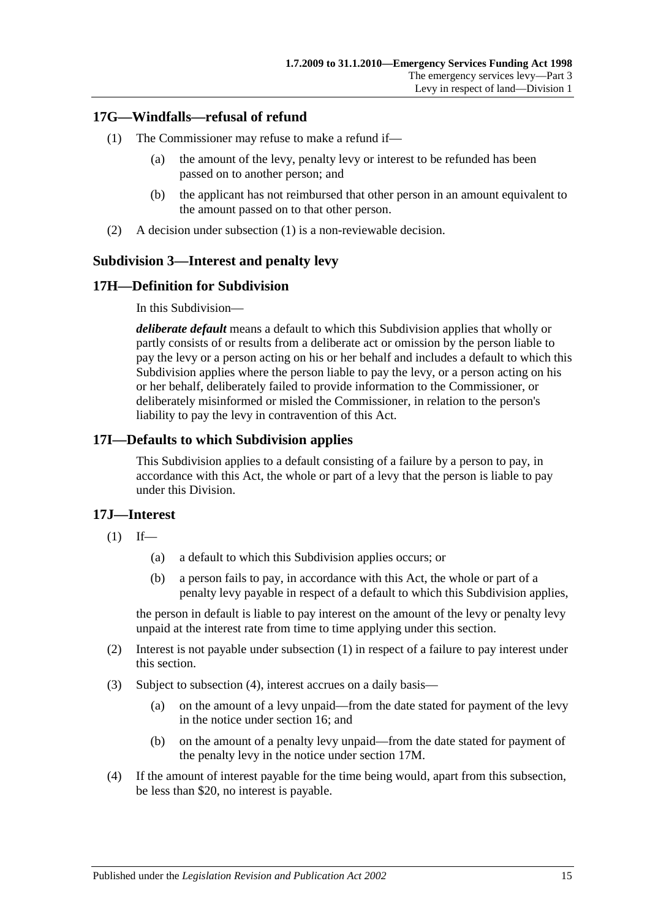## 17G—Windfalls—refusal of refund

(1) The Commissioner may refuse to make a refund if—

(a) the amount of the levy, penalty levy or interest to be refunded has been passed on to another person; and

(b) the applicant has not reimbursed that other person in an amount equivalent to the amount passed on to that other person.

(2) A decision under subsection (1) is a non-reviewable decision.

### Subdivision 3—Interest and penalty levy

## 17H—Definition for Subdivision

In this Subdivision—

***deliberate default*** means a default to which this Subdivision applies that wholly or partly consists of or results from a deliberate act or omission by the person liable to pay the levy or a person acting on his or her behalf and includes a default to which this Subdivision applies where the person liable to pay the levy, or a person acting on his or her behalf, deliberately failed to provide information to the Commissioner, or deliberately misinformed or misled the Commissioner, in relation to the person's liability to pay the levy in contravention of this Act.

## 17I—Defaults to which Subdivision applies

This Subdivision applies to a default consisting of a failure by a person to pay, in accordance with this Act, the whole or part of a levy that the person is liable to pay under this Division.

## 17J—Interest

(1) If—

(a) a default to which this Subdivision applies occurs; or

(b) a person fails to pay, in accordance with this Act, the whole or part of a penalty levy payable in respect of a default to which this Subdivision applies,

the person in default is liable to pay interest on the amount of the levy or penalty levy unpaid at the interest rate from time to time applying under this section.

(2) Interest is not payable under subsection (1) in respect of a failure to pay interest under this section.

(3) Subject to subsection (4), interest accrues on a daily basis—

(a) on the amount of a levy unpaid—from the date stated for payment of the levy in the notice under section 16; and

(b) on the amount of a penalty levy unpaid—from the date stated for payment of the penalty levy in the notice under section 17M.

(4) If the amount of interest payable for the time being would, apart from this subsection, be less than $20, no interest is payable.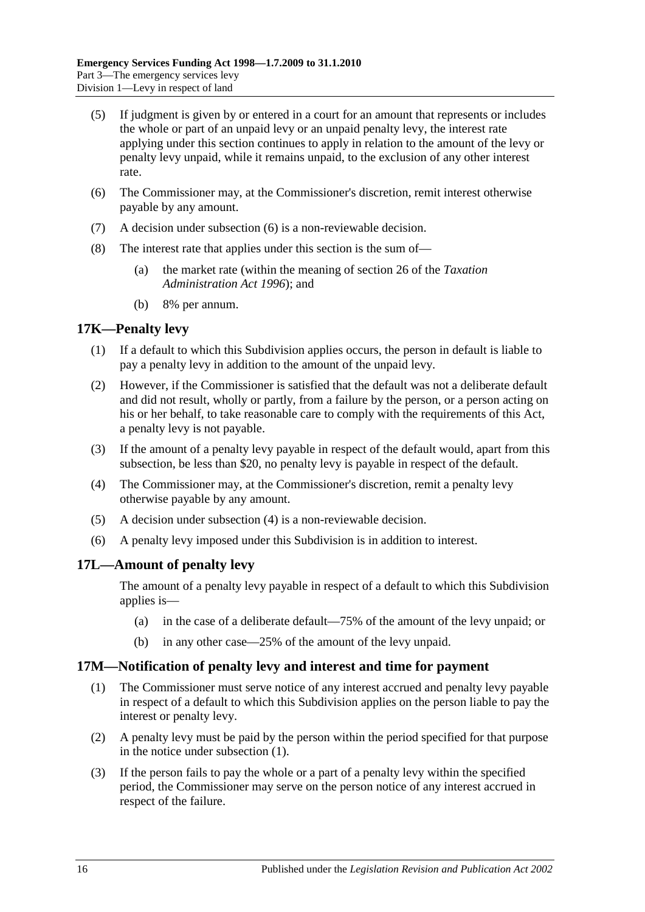(5) If judgment is given by or entered in a court for an amount that represents or includes the whole or part of an unpaid levy or an unpaid penalty levy, the interest rate applying under this section continues to apply in relation to the amount of the levy or penalty levy unpaid, while it remains unpaid, to the exclusion of any other interest rate.

(6) The Commissioner may, at the Commissioner's discretion, remit interest otherwise payable by any amount.

(7) A decision under subsection (6) is a non-reviewable decision.

(8) The interest rate that applies under this section is the sum of—

(a) the market rate (within the meaning of section 26 of the *Taxation Administration Act 1996*); and

(b) 8% per annum.

## 17K—Penalty levy

(1) If a default to which this Subdivision applies occurs, the person in default is liable to pay a penalty levy in addition to the amount of the unpaid levy.

(2) However, if the Commissioner is satisfied that the default was not a deliberate default and did not result, wholly or partly, from a failure by the person, or a person acting on his or her behalf, to take reasonable care to comply with the requirements of this Act, a penalty levy is not payable.

(3) If the amount of a penalty levy payable in respect of the default would, apart from this subsection, be less than $20, no penalty levy is payable in respect of the default.

(4) The Commissioner may, at the Commissioner's discretion, remit a penalty levy otherwise payable by any amount.

(5) A decision under subsection (4) is a non-reviewable decision.

(6) A penalty levy imposed under this Subdivision is in addition to interest.

## 17L—Amount of penalty levy

The amount of a penalty levy payable in respect of a default to which this Subdivision applies is—

(a) in the case of a deliberate default—75% of the amount of the levy unpaid; or

(b) in any other case—25% of the amount of the levy unpaid.

## 17M—Notification of penalty levy and interest and time for payment

(1) The Commissioner must serve notice of any interest accrued and penalty levy payable in respect of a default to which this Subdivision applies on the person liable to pay the interest or penalty levy.

(2) A penalty levy must be paid by the person within the period specified for that purpose in the notice under subsection (1).

(3) If the person fails to pay the whole or a part of a penalty levy within the specified period, the Commissioner may serve on the person notice of any interest accrued in respect of the failure.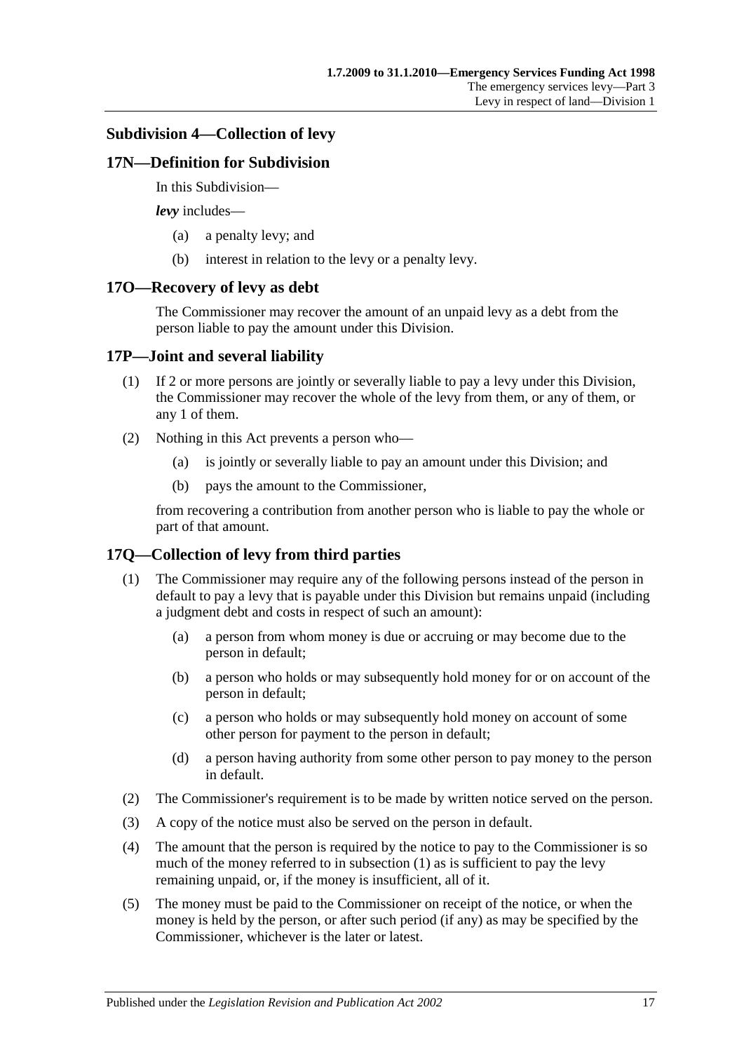## Subdivision 4—Collection of levy

### 17N—Definition for Subdivision

In this Subdivision—

***levy*** includes—

- (a) a penalty levy; and
- (b) interest in relation to the levy or a penalty levy.

### 17O—Recovery of levy as debt

The Commissioner may recover the amount of an unpaid levy as a debt from the person liable to pay the amount under this Division.

### 17P—Joint and several liability

(1) If 2 or more persons are jointly or severally liable to pay a levy under this Division, the Commissioner may recover the whole of the levy from them, or any of them, or any 1 of them.

(2) Nothing in this Act prevents a person who—

- (a) is jointly or severally liable to pay an amount under this Division; and
- (b) pays the amount to the Commissioner,

from recovering a contribution from another person who is liable to pay the whole or part of that amount.

### 17Q—Collection of levy from third parties

(1) The Commissioner may require any of the following persons instead of the person in default to pay a levy that is payable under this Division but remains unpaid (including a judgment debt and costs in respect of such an amount):

- (a) a person from whom money is due or accruing or may become due to the person in default;
- (b) a person who holds or may subsequently hold money for or on account of the person in default;
- (c) a person who holds or may subsequently hold money on account of some other person for payment to the person in default;
- (d) a person having authority from some other person to pay money to the person in default.

(2) The Commissioner's requirement is to be made by written notice served on the person.

(3) A copy of the notice must also be served on the person in default.

(4) The amount that the person is required by the notice to pay to the Commissioner is so much of the money referred to in subsection (1) as is sufficient to pay the levy remaining unpaid, or, if the money is insufficient, all of it.

(5) The money must be paid to the Commissioner on receipt of the notice, or when the money is held by the person, or after such period (if any) as may be specified by the Commissioner, whichever is the later or latest.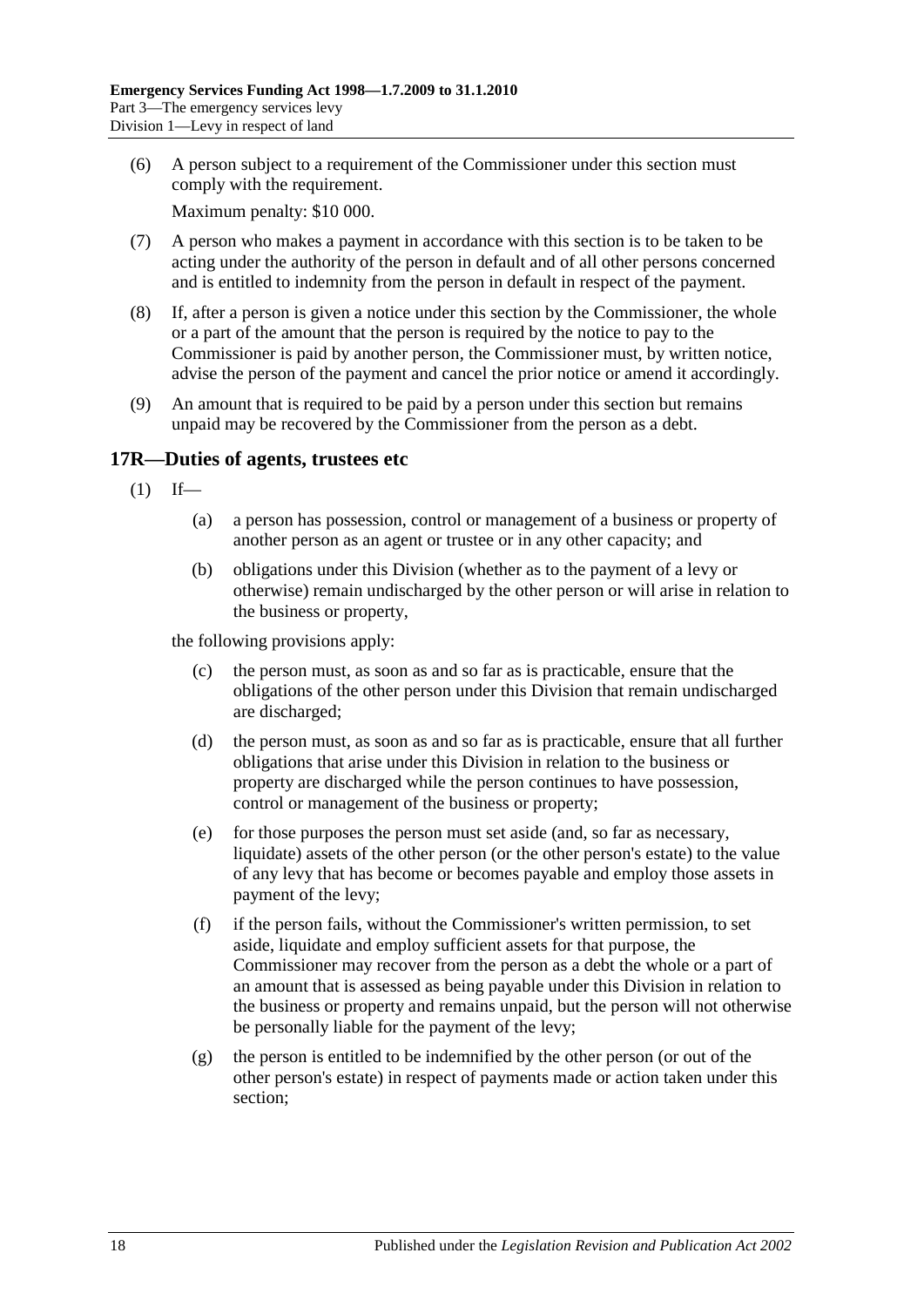(6) A person subject to a requirement of the Commissioner under this section must comply with the requirement.

Maximum penalty: $10 000.

(7) A person who makes a payment in accordance with this section is to be taken to be acting under the authority of the person in default and of all other persons concerned and is entitled to indemnity from the person in default in respect of the payment.

(8) If, after a person is given a notice under this section by the Commissioner, the whole or a part of the amount that the person is required by the notice to pay to the Commissioner is paid by another person, the Commissioner must, by written notice, advise the person of the payment and cancel the prior notice or amend it accordingly.

(9) An amount that is required to be paid by a person under this section but remains unpaid may be recovered by the Commissioner from the person as a debt.

## 17R—Duties of agents, trustees etc

(1) If—

(a) a person has possession, control or management of a business or property of another person as an agent or trustee or in any other capacity; and

(b) obligations under this Division (whether as to the payment of a levy or otherwise) remain undischarged by the other person or will arise in relation to the business or property,

the following provisions apply:

(c) the person must, as soon as and so far as is practicable, ensure that the obligations of the other person under this Division that remain undischarged are discharged;

(d) the person must, as soon as and so far as is practicable, ensure that all further obligations that arise under this Division in relation to the business or property are discharged while the person continues to have possession, control or management of the business or property;

(e) for those purposes the person must set aside (and, so far as necessary, liquidate) assets of the other person (or the other person's estate) to the value of any levy that has become or becomes payable and employ those assets in payment of the levy;

(f) if the person fails, without the Commissioner's written permission, to set aside, liquidate and employ sufficient assets for that purpose, the Commissioner may recover from the person as a debt the whole or a part of an amount that is assessed as being payable under this Division in relation to the business or property and remains unpaid, but the person will not otherwise be personally liable for the payment of the levy;

(g) the person is entitled to be indemnified by the other person (or out of the other person's estate) in respect of payments made or action taken under this section;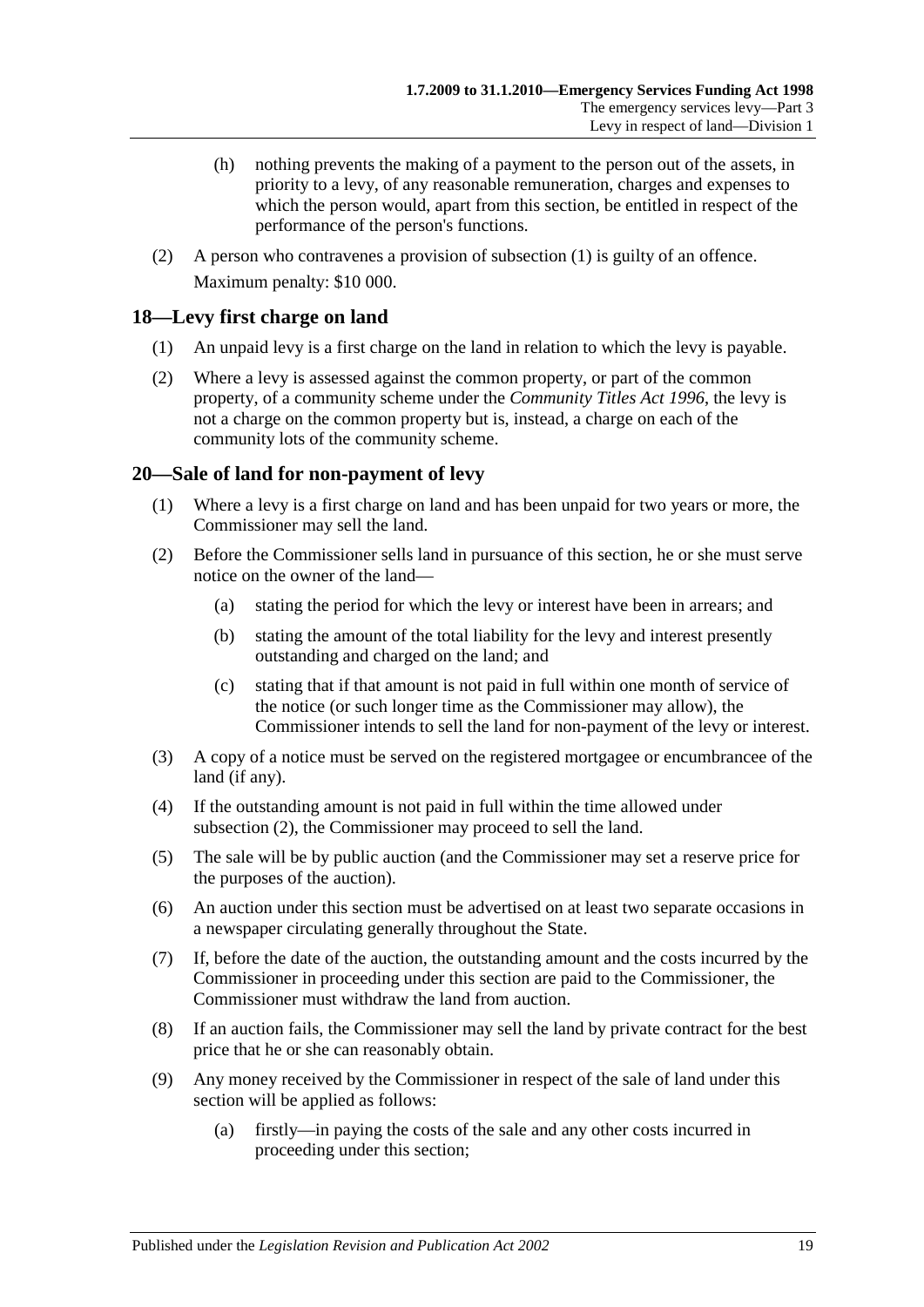(h) nothing prevents the making of a payment to the person out of the assets, in priority to a levy, of any reasonable remuneration, charges and expenses to which the person would, apart from this section, be entitled in respect of the performance of the person's functions.

(2) A person who contravenes a provision of subsection (1) is guilty of an offence.

Maximum penalty: $10 000.

## 18—Levy first charge on land

(1) An unpaid levy is a first charge on the land in relation to which the levy is payable.

(2) Where a levy is assessed against the common property, or part of the common property, of a community scheme under the *Community Titles Act 1996*, the levy is not a charge on the common property but is, instead, a charge on each of the community lots of the community scheme.

## 20—Sale of land for non-payment of levy

(1) Where a levy is a first charge on land and has been unpaid for two years or more, the Commissioner may sell the land.

(2) Before the Commissioner sells land in pursuance of this section, he or she must serve notice on the owner of the land—

(a) stating the period for which the levy or interest have been in arrears; and

(b) stating the amount of the total liability for the levy and interest presently outstanding and charged on the land; and

(c) stating that if that amount is not paid in full within one month of service of the notice (or such longer time as the Commissioner may allow), the Commissioner intends to sell the land for non-payment of the levy or interest.

(3) A copy of a notice must be served on the registered mortgagee or encumbrancee of the land (if any).

(4) If the outstanding amount is not paid in full within the time allowed under subsection (2), the Commissioner may proceed to sell the land.

(5) The sale will be by public auction (and the Commissioner may set a reserve price for the purposes of the auction).

(6) An auction under this section must be advertised on at least two separate occasions in a newspaper circulating generally throughout the State.

(7) If, before the date of the auction, the outstanding amount and the costs incurred by the Commissioner in proceeding under this section are paid to the Commissioner, the Commissioner must withdraw the land from auction.

(8) If an auction fails, the Commissioner may sell the land by private contract for the best price that he or she can reasonably obtain.

(9) Any money received by the Commissioner in respect of the sale of land under this section will be applied as follows:

(a) firstly—in paying the costs of the sale and any other costs incurred in proceeding under this section;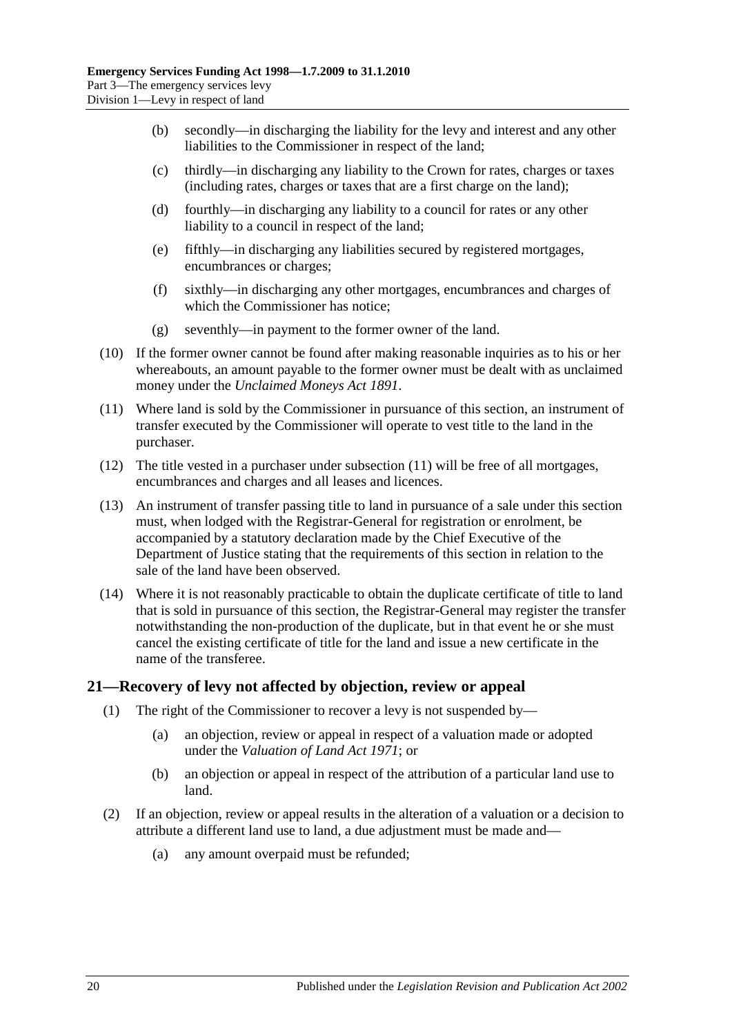(b) secondly—in discharging the liability for the levy and interest and any other liabilities to the Commissioner in respect of the land;

(c) thirdly—in discharging any liability to the Crown for rates, charges or taxes (including rates, charges or taxes that are a first charge on the land);

(d) fourthly—in discharging any liability to a council for rates or any other liability to a council in respect of the land;

(e) fifthly—in discharging any liabilities secured by registered mortgages, encumbrances or charges;

(f) sixthly—in discharging any other mortgages, encumbrances and charges of which the Commissioner has notice;

(g) seventhly—in payment to the former owner of the land.

(10) If the former owner cannot be found after making reasonable inquiries as to his or her whereabouts, an amount payable to the former owner must be dealt with as unclaimed money under the *Unclaimed Moneys Act 1891*.

(11) Where land is sold by the Commissioner in pursuance of this section, an instrument of transfer executed by the Commissioner will operate to vest title to the land in the purchaser.

(12) The title vested in a purchaser under subsection (11) will be free of all mortgages, encumbrances and charges and all leases and licences.

(13) An instrument of transfer passing title to land in pursuance of a sale under this section must, when lodged with the Registrar-General for registration or enrolment, be accompanied by a statutory declaration made by the Chief Executive of the Department of Justice stating that the requirements of this section in relation to the sale of the land have been observed.

(14) Where it is not reasonably practicable to obtain the duplicate certificate of title to land that is sold in pursuance of this section, the Registrar-General may register the transfer notwithstanding the non-production of the duplicate, but in that event he or she must cancel the existing certificate of title for the land and issue a new certificate in the name of the transferee.

## 21—Recovery of levy not affected by objection, review or appeal

(1) The right of the Commissioner to recover a levy is not suspended by—

(a) an objection, review or appeal in respect of a valuation made or adopted under the *Valuation of Land Act 1971*; or

(b) an objection or appeal in respect of the attribution of a particular land use to land.

(2) If an objection, review or appeal results in the alteration of a valuation or a decision to attribute a different land use to land, a due adjustment must be made and—

(a) any amount overpaid must be refunded;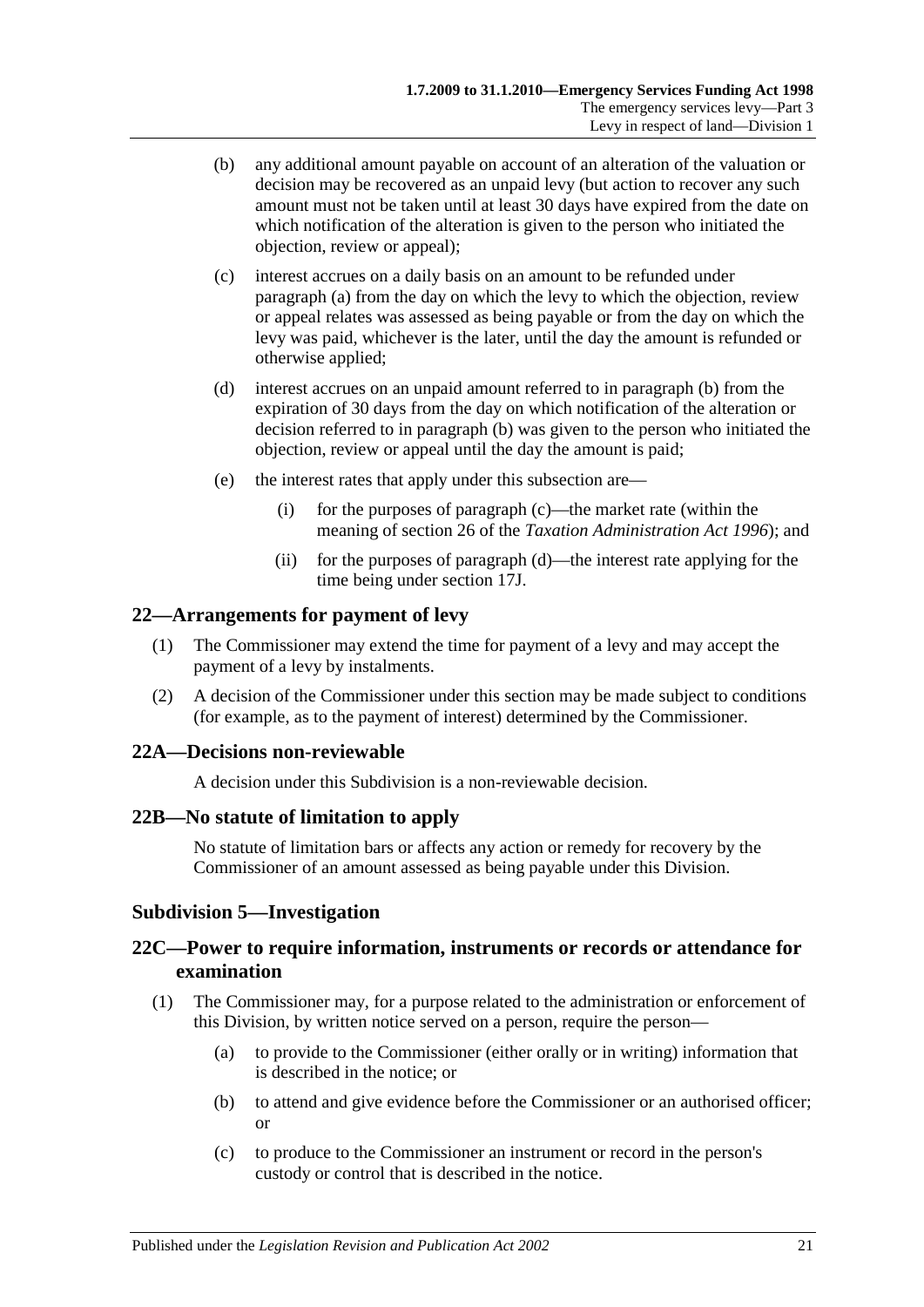(b) any additional amount payable on account of an alteration of the valuation or decision may be recovered as an unpaid levy (but action to recover any such amount must not be taken until at least 30 days have expired from the date on which notification of the alteration is given to the person who initiated the objection, review or appeal);

(c) interest accrues on a daily basis on an amount to be refunded under paragraph (a) from the day on which the levy to which the objection, review or appeal relates was assessed as being payable or from the day on which the levy was paid, whichever is the later, until the day the amount is refunded or otherwise applied;

(d) interest accrues on an unpaid amount referred to in paragraph (b) from the expiration of 30 days from the day on which notification of the alteration or decision referred to in paragraph (b) was given to the person who initiated the objection, review or appeal until the day the amount is paid;

(e) the interest rates that apply under this subsection are—

(i) for the purposes of paragraph (c)—the market rate (within the meaning of section 26 of the *Taxation Administration Act 1996*); and

(ii) for the purposes of paragraph (d)—the interest rate applying for the time being under section 17J.

## 22—Arrangements for payment of levy

(1) The Commissioner may extend the time for payment of a levy and may accept the payment of a levy by instalments.

(2) A decision of the Commissioner under this section may be made subject to conditions (for example, as to the payment of interest) determined by the Commissioner.

## 22A—Decisions non-reviewable

A decision under this Subdivision is a non-reviewable decision.

## 22B—No statute of limitation to apply

No statute of limitation bars or affects any action or remedy for recovery by the Commissioner of an amount assessed as being payable under this Division.

### Subdivision 5—Investigation

## 22C—Power to require information, instruments or records or attendance for examination

(1) The Commissioner may, for a purpose related to the administration or enforcement of this Division, by written notice served on a person, require the person—

(a) to provide to the Commissioner (either orally or in writing) information that is described in the notice; or

(b) to attend and give evidence before the Commissioner or an authorised officer; or

(c) to produce to the Commissioner an instrument or record in the person's custody or control that is described in the notice.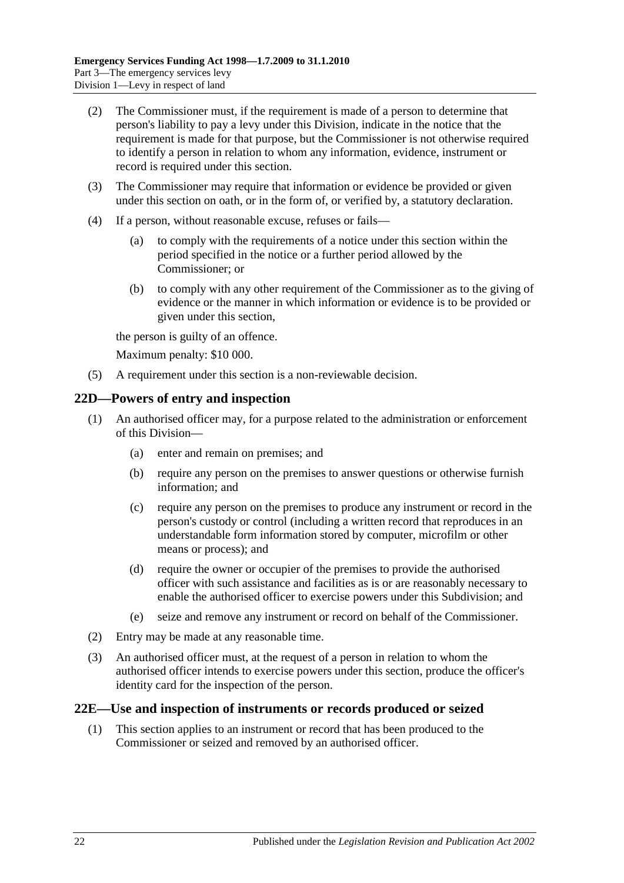(2) The Commissioner must, if the requirement is made of a person to determine that person's liability to pay a levy under this Division, indicate in the notice that the requirement is made for that purpose, but the Commissioner is not otherwise required to identify a person in relation to whom any information, evidence, instrument or record is required under this section.

(3) The Commissioner may require that information or evidence be provided or given under this section on oath, or in the form of, or verified by, a statutory declaration.

(4) If a person, without reasonable excuse, refuses or fails—

(a) to comply with the requirements of a notice under this section within the period specified in the notice or a further period allowed by the Commissioner; or

(b) to comply with any other requirement of the Commissioner as to the giving of evidence or the manner in which information or evidence is to be provided or given under this section,

the person is guilty of an offence.

Maximum penalty: $10 000.

(5) A requirement under this section is a non-reviewable decision.

## 22D—Powers of entry and inspection

(1) An authorised officer may, for a purpose related to the administration or enforcement of this Division—

(a) enter and remain on premises; and

(b) require any person on the premises to answer questions or otherwise furnish information; and

(c) require any person on the premises to produce any instrument or record in the person's custody or control (including a written record that reproduces in an understandable form information stored by computer, microfilm or other means or process); and

(d) require the owner or occupier of the premises to provide the authorised officer with such assistance and facilities as is or are reasonably necessary to enable the authorised officer to exercise powers under this Subdivision; and

(e) seize and remove any instrument or record on behalf of the Commissioner.

(2) Entry may be made at any reasonable time.

(3) An authorised officer must, at the request of a person in relation to whom the authorised officer intends to exercise powers under this section, produce the officer's identity card for the inspection of the person.

## 22E—Use and inspection of instruments or records produced or seized

(1) This section applies to an instrument or record that has been produced to the Commissioner or seized and removed by an authorised officer.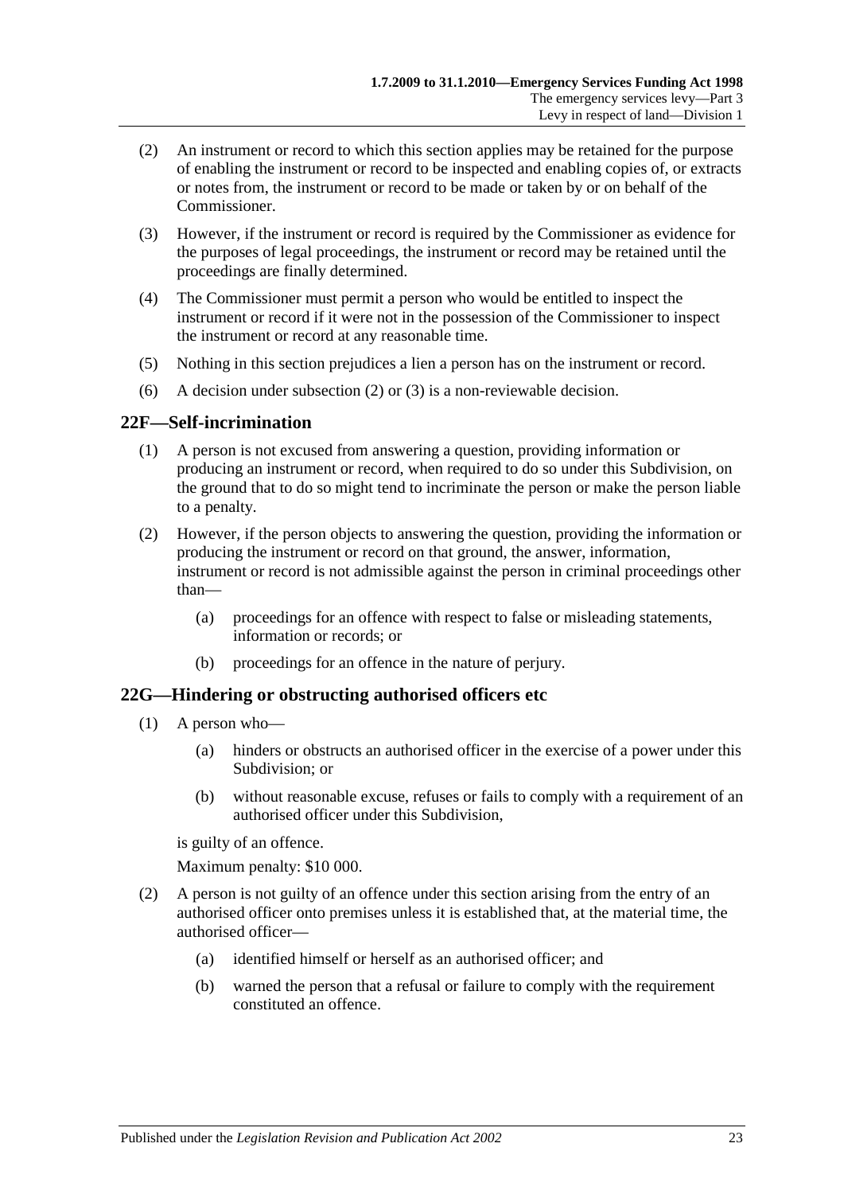(2) An instrument or record to which this section applies may be retained for the purpose of enabling the instrument or record to be inspected and enabling copies of, or extracts or notes from, the instrument or record to be made or taken by or on behalf of the Commissioner.

(3) However, if the instrument or record is required by the Commissioner as evidence for the purposes of legal proceedings, the instrument or record may be retained until the proceedings are finally determined.

(4) The Commissioner must permit a person who would be entitled to inspect the instrument or record if it were not in the possession of the Commissioner to inspect the instrument or record at any reasonable time.

(5) Nothing in this section prejudices a lien a person has on the instrument or record.

(6) A decision under subsection (2) or (3) is a non-reviewable decision.

## 22F—Self-incrimination

(1) A person is not excused from answering a question, providing information or producing an instrument or record, when required to do so under this Subdivision, on the ground that to do so might tend to incriminate the person or make the person liable to a penalty.

(2) However, if the person objects to answering the question, providing the information or producing the instrument or record on that ground, the answer, information, instrument or record is not admissible against the person in criminal proceedings other than—

(a) proceedings for an offence with respect to false or misleading statements, information or records; or

(b) proceedings for an offence in the nature of perjury.

## 22G—Hindering or obstructing authorised officers etc

(1) A person who—

(a) hinders or obstructs an authorised officer in the exercise of a power under this Subdivision; or

(b) without reasonable excuse, refuses or fails to comply with a requirement of an authorised officer under this Subdivision,

is guilty of an offence.

Maximum penalty: $10 000.

(2) A person is not guilty of an offence under this section arising from the entry of an authorised officer onto premises unless it is established that, at the material time, the authorised officer—

(a) identified himself or herself as an authorised officer; and

(b) warned the person that a refusal or failure to comply with the requirement constituted an offence.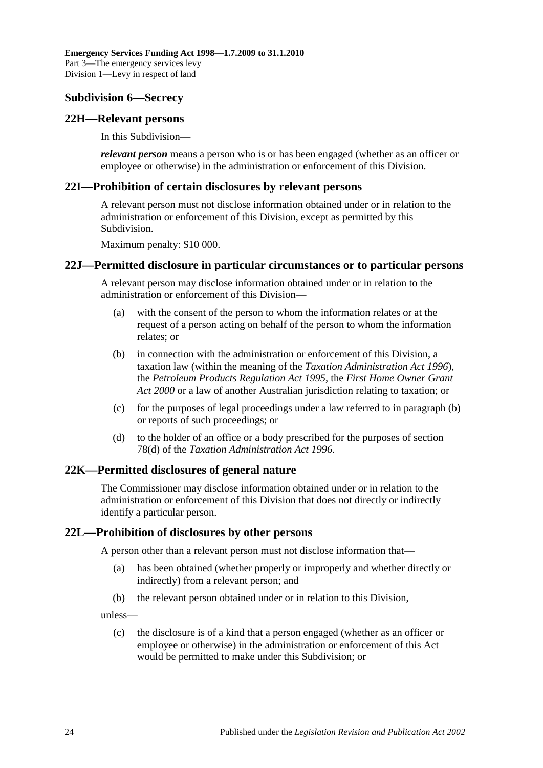### Subdivision 6—Secrecy

#### 22H—Relevant persons

In this Subdivision—

***relevant person*** means a person who is or has been engaged (whether as an officer or employee or otherwise) in the administration or enforcement of this Division.

#### 22I—Prohibition of certain disclosures by relevant persons

A relevant person must not disclose information obtained under or in relation to the administration or enforcement of this Division, except as permitted by this Subdivision.

Maximum penalty: $10 000.

#### 22J—Permitted disclosure in particular circumstances or to particular persons

A relevant person may disclose information obtained under or in relation to the administration or enforcement of this Division—

(a) with the consent of the person to whom the information relates or at the request of a person acting on behalf of the person to whom the information relates; or

(b) in connection with the administration or enforcement of this Division, a taxation law (within the meaning of the *Taxation Administration Act 1996*), the *Petroleum Products Regulation Act 1995*, the *First Home Owner Grant Act 2000* or a law of another Australian jurisdiction relating to taxation; or

(c) for the purposes of legal proceedings under a law referred to in paragraph (b) or reports of such proceedings; or

(d) to the holder of an office or a body prescribed for the purposes of section 78(d) of the *Taxation Administration Act 1996*.

#### 22K—Permitted disclosures of general nature

The Commissioner may disclose information obtained under or in relation to the administration or enforcement of this Division that does not directly or indirectly identify a particular person.

#### 22L—Prohibition of disclosures by other persons

A person other than a relevant person must not disclose information that—

(a) has been obtained (whether properly or improperly and whether directly or indirectly) from a relevant person; and

(b) the relevant person obtained under or in relation to this Division,

unless—

(c) the disclosure is of a kind that a person engaged (whether as an officer or employee or otherwise) in the administration or enforcement of this Act would be permitted to make under this Subdivision; or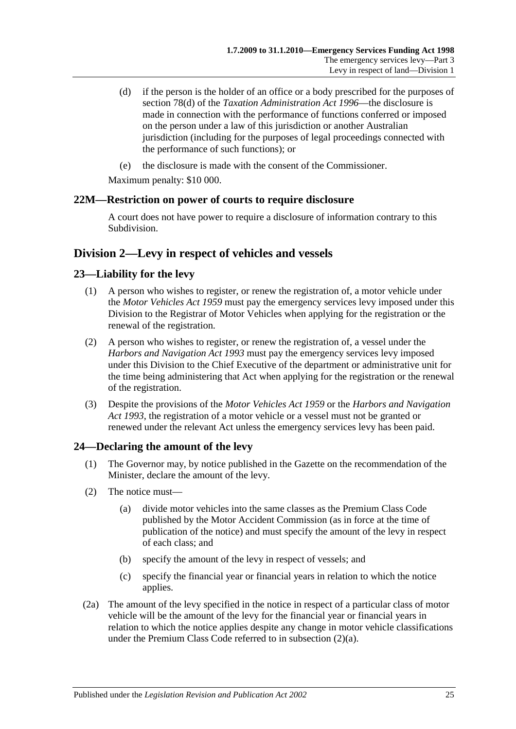(d) if the person is the holder of an office or a body prescribed for the purposes of section 78(d) of the *Taxation Administration Act 1996*—the disclosure is made in connection with the performance of functions conferred or imposed on the person under a law of this jurisdiction or another Australian jurisdiction (including for the purposes of legal proceedings connected with the performance of such functions); or

(e) the disclosure is made with the consent of the Commissioner.

Maximum penalty: $10 000.

### 22M—Restriction on power of courts to require disclosure

A court does not have power to require a disclosure of information contrary to this Subdivision.

## Division 2—Levy in respect of vehicles and vessels

### 23—Liability for the levy

(1) A person who wishes to register, or renew the registration of, a motor vehicle under the *Motor Vehicles Act 1959* must pay the emergency services levy imposed under this Division to the Registrar of Motor Vehicles when applying for the registration or the renewal of the registration.

(2) A person who wishes to register, or renew the registration of, a vessel under the *Harbors and Navigation Act 1993* must pay the emergency services levy imposed under this Division to the Chief Executive of the department or administrative unit for the time being administering that Act when applying for the registration or the renewal of the registration.

(3) Despite the provisions of the *Motor Vehicles Act 1959* or the *Harbors and Navigation Act 1993*, the registration of a motor vehicle or a vessel must not be granted or renewed under the relevant Act unless the emergency services levy has been paid.

### 24—Declaring the amount of the levy

(1) The Governor may, by notice published in the Gazette on the recommendation of the Minister, declare the amount of the levy.

(2) The notice must—

(a) divide motor vehicles into the same classes as the Premium Class Code published by the Motor Accident Commission (as in force at the time of publication of the notice) and must specify the amount of the levy in respect of each class; and

(b) specify the amount of the levy in respect of vessels; and

(c) specify the financial year or financial years in relation to which the notice applies.

(2a) The amount of the levy specified in the notice in respect of a particular class of motor vehicle will be the amount of the levy for the financial year or financial years in relation to which the notice applies despite any change in motor vehicle classifications under the Premium Class Code referred to in subsection (2)(a).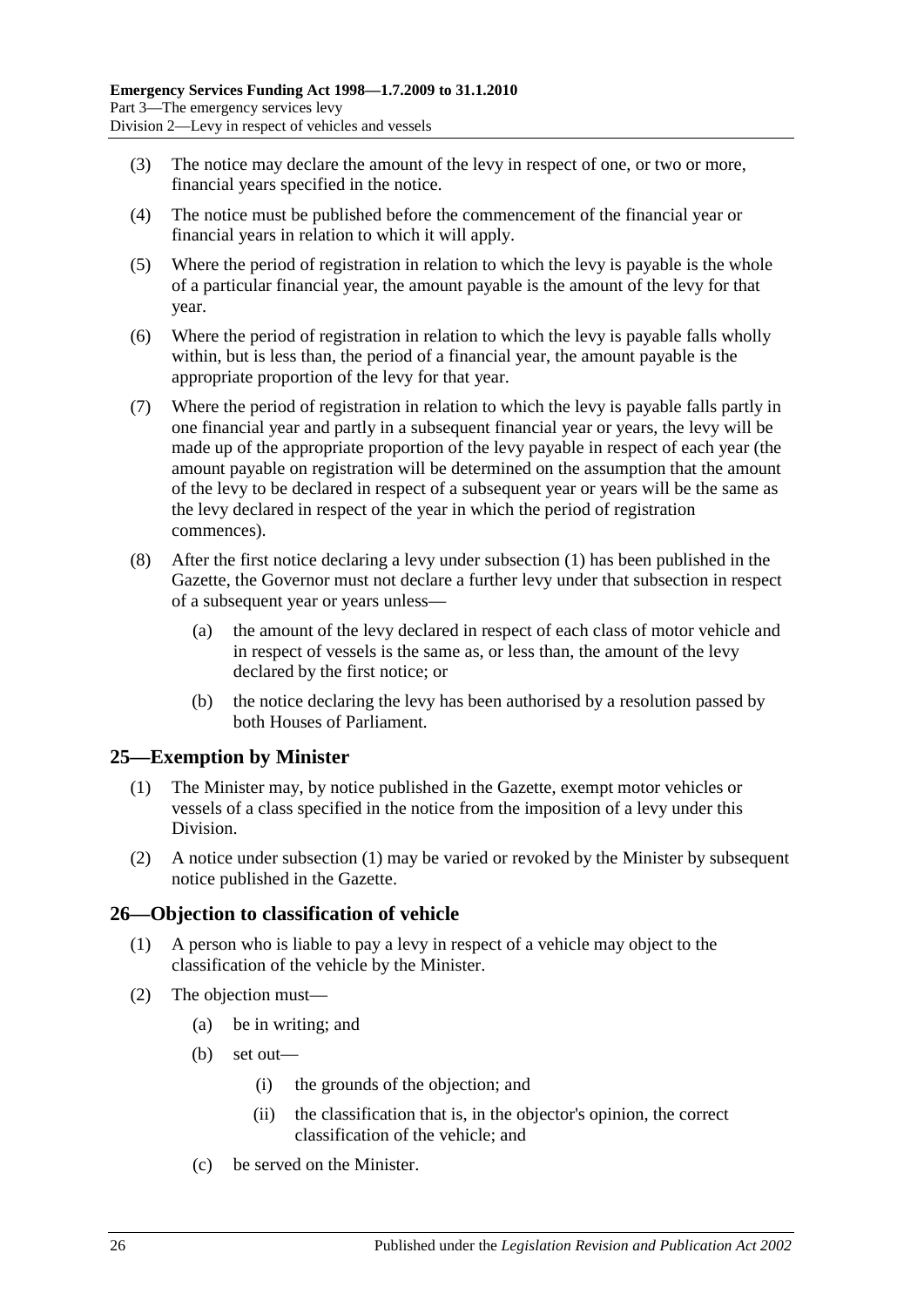(3) The notice may declare the amount of the levy in respect of one, or two or more, financial years specified in the notice.

(4) The notice must be published before the commencement of the financial year or financial years in relation to which it will apply.

(5) Where the period of registration in relation to which the levy is payable is the whole of a particular financial year, the amount payable is the amount of the levy for that year.

(6) Where the period of registration in relation to which the levy is payable falls wholly within, but is less than, the period of a financial year, the amount payable is the appropriate proportion of the levy for that year.

(7) Where the period of registration in relation to which the levy is payable falls partly in one financial year and partly in a subsequent financial year or years, the levy will be made up of the appropriate proportion of the levy payable in respect of each year (the amount payable on registration will be determined on the assumption that the amount of the levy to be declared in respect of a subsequent year or years will be the same as the levy declared in respect of the year in which the period of registration commences).

(8) After the first notice declaring a levy under subsection (1) has been published in the Gazette, the Governor must not declare a further levy under that subsection in respect of a subsequent year or years unless—

- (a) the amount of the levy declared in respect of each class of motor vehicle and in respect of vessels is the same as, or less than, the amount of the levy declared by the first notice; or
- (b) the notice declaring the levy has been authorised by a resolution passed by both Houses of Parliament.

## 25—Exemption by Minister

(1) The Minister may, by notice published in the Gazette, exempt motor vehicles or vessels of a class specified in the notice from the imposition of a levy under this Division.

(2) A notice under subsection (1) may be varied or revoked by the Minister by subsequent notice published in the Gazette.

## 26—Objection to classification of vehicle

(1) A person who is liable to pay a levy in respect of a vehicle may object to the classification of the vehicle by the Minister.

(2) The objection must—

- (a) be in writing; and
- (b) set out—
  - (i) the grounds of the objection; and
  - (ii) the classification that is, in the objector's opinion, the correct classification of the vehicle; and
- (c) be served on the Minister.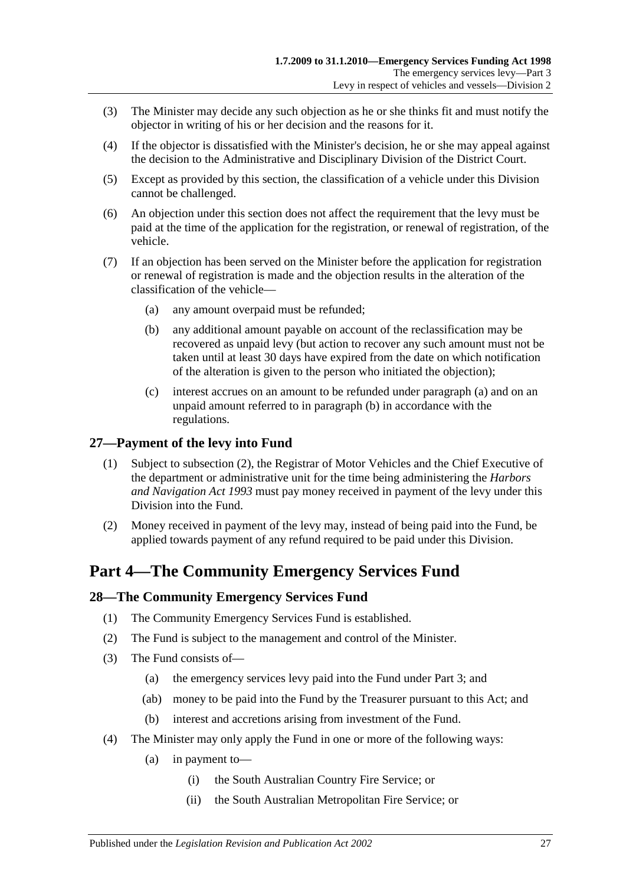(3) The Minister may decide any such objection as he or she thinks fit and must notify the objector in writing of his or her decision and the reasons for it.

(4) If the objector is dissatisfied with the Minister's decision, he or she may appeal against the decision to the Administrative and Disciplinary Division of the District Court.

(5) Except as provided by this section, the classification of a vehicle under this Division cannot be challenged.

(6) An objection under this section does not affect the requirement that the levy must be paid at the time of the application for the registration, or renewal of registration, of the vehicle.

(7) If an objection has been served on the Minister before the application for registration or renewal of registration is made and the objection results in the alteration of the classification of the vehicle—

(a) any amount overpaid must be refunded;

(b) any additional amount payable on account of the reclassification may be recovered as unpaid levy (but action to recover any such amount must not be taken until at least 30 days have expired from the date on which notification of the alteration is given to the person who initiated the objection);

(c) interest accrues on an amount to be refunded under paragraph (a) and on an unpaid amount referred to in paragraph (b) in accordance with the regulations.

## 27—Payment of the levy into Fund

(1) Subject to subsection (2), the Registrar of Motor Vehicles and the Chief Executive of the department or administrative unit for the time being administering the *Harbors and Navigation Act 1993* must pay money received in payment of the levy under this Division into the Fund.

(2) Money received in payment of the levy may, instead of being paid into the Fund, be applied towards payment of any refund required to be paid under this Division.

# Part 4—The Community Emergency Services Fund

## 28—The Community Emergency Services Fund

(1) The Community Emergency Services Fund is established.

(2) The Fund is subject to the management and control of the Minister.

(3) The Fund consists of—

(a) the emergency services levy paid into the Fund under Part 3; and

(ab) money to be paid into the Fund by the Treasurer pursuant to this Act; and

(b) interest and accretions arising from investment of the Fund.

(4) The Minister may only apply the Fund in one or more of the following ways:

(a) in payment to—

(i) the South Australian Country Fire Service; or

(ii) the South Australian Metropolitan Fire Service; or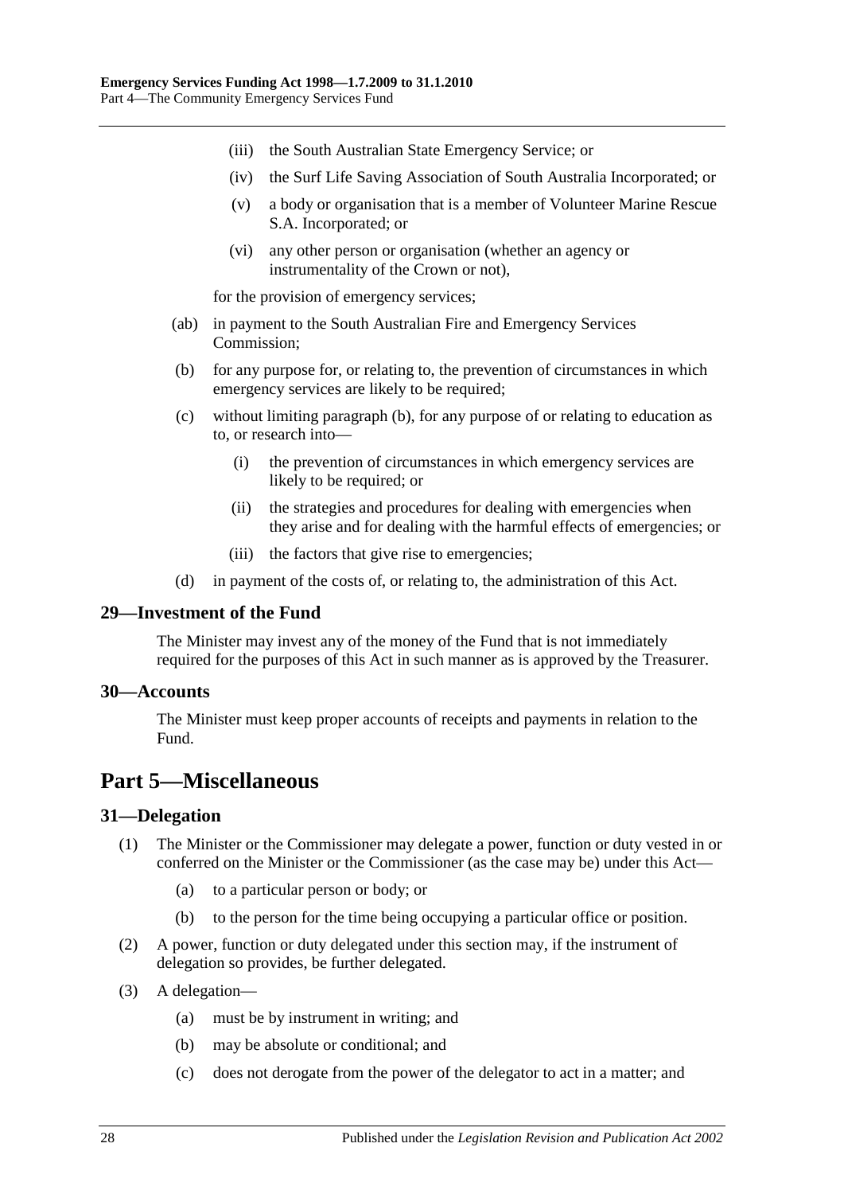(iii) the South Australian State Emergency Service; or

(iv) the Surf Life Saving Association of South Australia Incorporated; or

(v) a body or organisation that is a member of Volunteer Marine Rescue S.A. Incorporated; or

(vi) any other person or organisation (whether an agency or instrumentality of the Crown or not),

for the provision of emergency services;

(ab) in payment to the South Australian Fire and Emergency Services Commission;

(b) for any purpose for, or relating to, the prevention of circumstances in which emergency services are likely to be required;

(c) without limiting paragraph (b), for any purpose of or relating to education as to, or research into—

(i) the prevention of circumstances in which emergency services are likely to be required; or

(ii) the strategies and procedures for dealing with emergencies when they arise and for dealing with the harmful effects of emergencies; or

(iii) the factors that give rise to emergencies;

(d) in payment of the costs of, or relating to, the administration of this Act.

### 29—Investment of the Fund

The Minister may invest any of the money of the Fund that is not immediately required for the purposes of this Act in such manner as is approved by the Treasurer.

### 30—Accounts

The Minister must keep proper accounts of receipts and payments in relation to the Fund.

## Part 5—Miscellaneous

### 31—Delegation

(1) The Minister or the Commissioner may delegate a power, function or duty vested in or conferred on the Minister or the Commissioner (as the case may be) under this Act—

(a) to a particular person or body; or

(b) to the person for the time being occupying a particular office or position.

(2) A power, function or duty delegated under this section may, if the instrument of delegation so provides, be further delegated.

(3) A delegation—

(a) must be by instrument in writing; and

(b) may be absolute or conditional; and

(c) does not derogate from the power of the delegator to act in a matter; and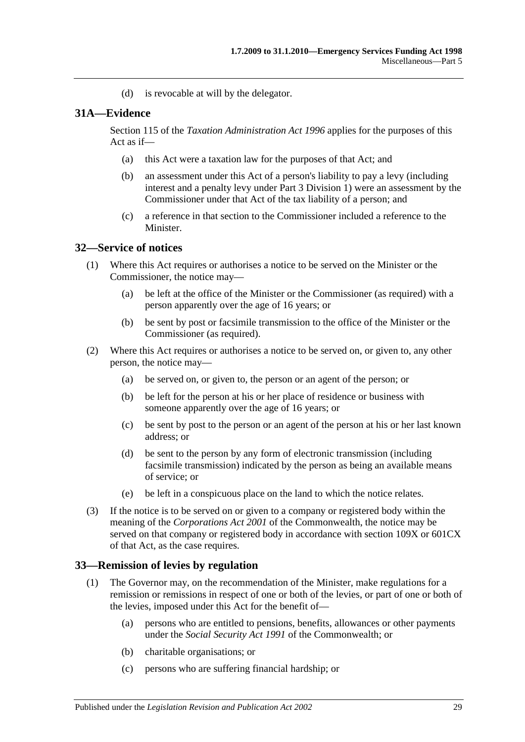(d) is revocable at will by the delegator.

## 31A—Evidence

Section 115 of the *Taxation Administration Act 1996* applies for the purposes of this Act as if—

(a) this Act were a taxation law for the purposes of that Act; and

(b) an assessment under this Act of a person's liability to pay a levy (including interest and a penalty levy under Part 3 Division 1) were an assessment by the Commissioner under that Act of the tax liability of a person; and

(c) a reference in that section to the Commissioner included a reference to the Minister.

## 32—Service of notices

(1) Where this Act requires or authorises a notice to be served on the Minister or the Commissioner, the notice may—

(a) be left at the office of the Minister or the Commissioner (as required) with a person apparently over the age of 16 years; or

(b) be sent by post or facsimile transmission to the office of the Minister or the Commissioner (as required).

(2) Where this Act requires or authorises a notice to be served on, or given to, any other person, the notice may—

(a) be served on, or given to, the person or an agent of the person; or

(b) be left for the person at his or her place of residence or business with someone apparently over the age of 16 years; or

(c) be sent by post to the person or an agent of the person at his or her last known address; or

(d) be sent to the person by any form of electronic transmission (including facsimile transmission) indicated by the person as being an available means of service; or

(e) be left in a conspicuous place on the land to which the notice relates.

(3) If the notice is to be served on or given to a company or registered body within the meaning of the *Corporations Act 2001* of the Commonwealth, the notice may be served on that company or registered body in accordance with section 109X or 601CX of that Act, as the case requires.

## 33—Remission of levies by regulation

(1) The Governor may, on the recommendation of the Minister, make regulations for a remission or remissions in respect of one or both of the levies, or part of one or both of the levies, imposed under this Act for the benefit of—

(a) persons who are entitled to pensions, benefits, allowances or other payments under the *Social Security Act 1991* of the Commonwealth; or

(b) charitable organisations; or

(c) persons who are suffering financial hardship; or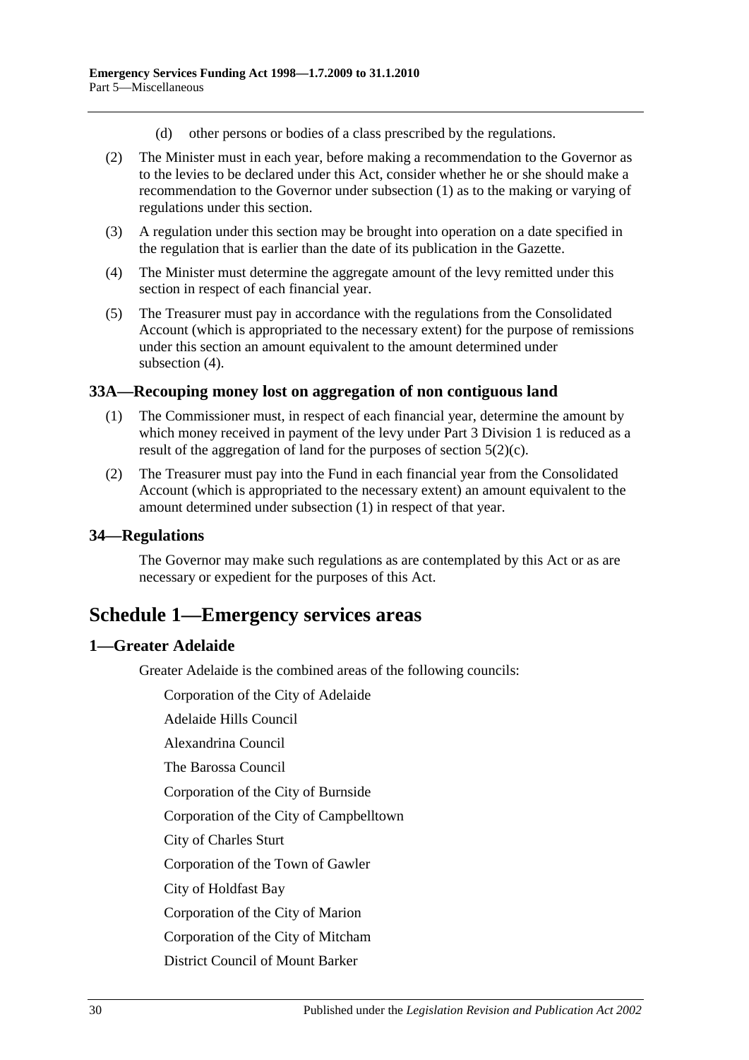(d) other persons or bodies of a class prescribed by the regulations.

(2) The Minister must in each year, before making a recommendation to the Governor as to the levies to be declared under this Act, consider whether he or she should make a recommendation to the Governor under subsection (1) as to the making or varying of regulations under this section.

(3) A regulation under this section may be brought into operation on a date specified in the regulation that is earlier than the date of its publication in the Gazette.

(4) The Minister must determine the aggregate amount of the levy remitted under this section in respect of each financial year.

(5) The Treasurer must pay in accordance with the regulations from the Consolidated Account (which is appropriated to the necessary extent) for the purpose of remissions under this section an amount equivalent to the amount determined under subsection (4).

### 33A—Recouping money lost on aggregation of non contiguous land

(1) The Commissioner must, in respect of each financial year, determine the amount by which money received in payment of the levy under Part 3 Division 1 is reduced as a result of the aggregation of land for the purposes of section 5(2)(c).

(2) The Treasurer must pay into the Fund in each financial year from the Consolidated Account (which is appropriated to the necessary extent) an amount equivalent to the amount determined under subsection (1) in respect of that year.

### 34—Regulations

The Governor may make such regulations as are contemplated by this Act or as are necessary or expedient for the purposes of this Act.

## Schedule 1—Emergency services areas

### 1—Greater Adelaide

Greater Adelaide is the combined areas of the following councils:

Corporation of the City of Adelaide

Adelaide Hills Council

Alexandrina Council

The Barossa Council

Corporation of the City of Burnside

Corporation of the City of Campbelltown

City of Charles Sturt

Corporation of the Town of Gawler

City of Holdfast Bay

Corporation of the City of Marion

Corporation of the City of Mitcham

District Council of Mount Barker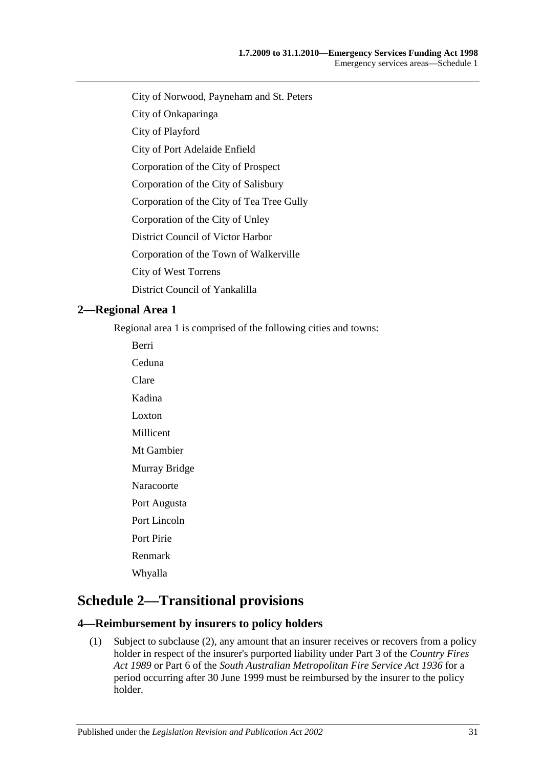City of Norwood, Payneham and St. Peters

City of Onkaparinga

City of Playford

City of Port Adelaide Enfield

Corporation of the City of Prospect

Corporation of the City of Salisbury

Corporation of the City of Tea Tree Gully

Corporation of the City of Unley

District Council of Victor Harbor

Corporation of the Town of Walkerville

City of West Torrens

District Council of Yankalilla

## 2—Regional Area 1

Regional area 1 is comprised of the following cities and towns:

Berri

Ceduna

Clare

Kadina

Loxton

Millicent

Mt Gambier

Murray Bridge

Naracoorte

Port Augusta

Port Lincoln

Port Pirie

Renmark

Whyalla

# Schedule 2—Transitional provisions

## 4—Reimbursement by insurers to policy holders

(1) Subject to subclause (2), any amount that an insurer receives or recovers from a policy holder in respect of the insurer's purported liability under Part 3 of the *Country Fires Act 1989* or Part 6 of the *South Australian Metropolitan Fire Service Act 1936* for a period occurring after 30 June 1999 must be reimbursed by the insurer to the policy holder.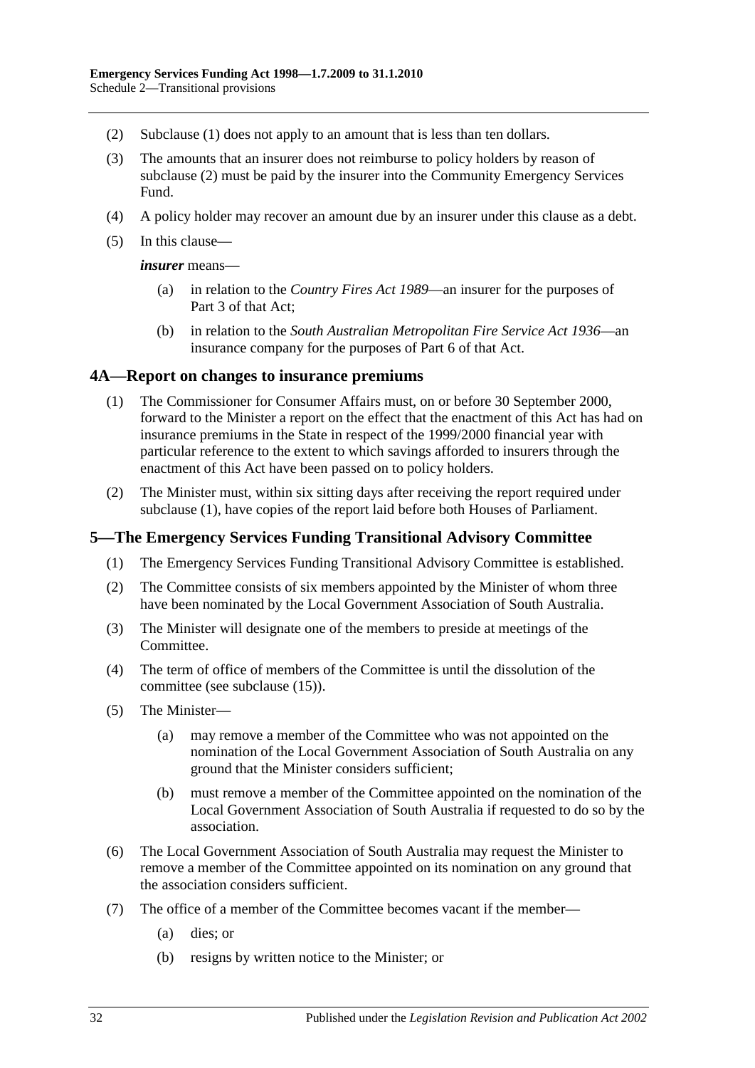(2) Subclause (1) does not apply to an amount that is less than ten dollars.

(3) The amounts that an insurer does not reimburse to policy holders by reason of subclause (2) must be paid by the insurer into the Community Emergency Services Fund.

(4) A policy holder may recover an amount due by an insurer under this clause as a debt.

(5) In this clause—

***insurer*** means—

(a) in relation to the *Country Fires Act 1989*—an insurer for the purposes of Part 3 of that Act;

(b) in relation to the *South Australian Metropolitan Fire Service Act 1936*—an insurance company for the purposes of Part 6 of that Act.

## 4A—Report on changes to insurance premiums

(1) The Commissioner for Consumer Affairs must, on or before 30 September 2000, forward to the Minister a report on the effect that the enactment of this Act has had on insurance premiums in the State in respect of the 1999/2000 financial year with particular reference to the extent to which savings afforded to insurers through the enactment of this Act have been passed on to policy holders.

(2) The Minister must, within six sitting days after receiving the report required under subclause (1), have copies of the report laid before both Houses of Parliament.

## 5—The Emergency Services Funding Transitional Advisory Committee

(1) The Emergency Services Funding Transitional Advisory Committee is established.

(2) The Committee consists of six members appointed by the Minister of whom three have been nominated by the Local Government Association of South Australia.

(3) The Minister will designate one of the members to preside at meetings of the Committee.

(4) The term of office of members of the Committee is until the dissolution of the committee (see subclause (15)).

(5) The Minister—

(a) may remove a member of the Committee who was not appointed on the nomination of the Local Government Association of South Australia on any ground that the Minister considers sufficient;

(b) must remove a member of the Committee appointed on the nomination of the Local Government Association of South Australia if requested to do so by the association.

(6) The Local Government Association of South Australia may request the Minister to remove a member of the Committee appointed on its nomination on any ground that the association considers sufficient.

(7) The office of a member of the Committee becomes vacant if the member—

(a) dies; or

(b) resigns by written notice to the Minister; or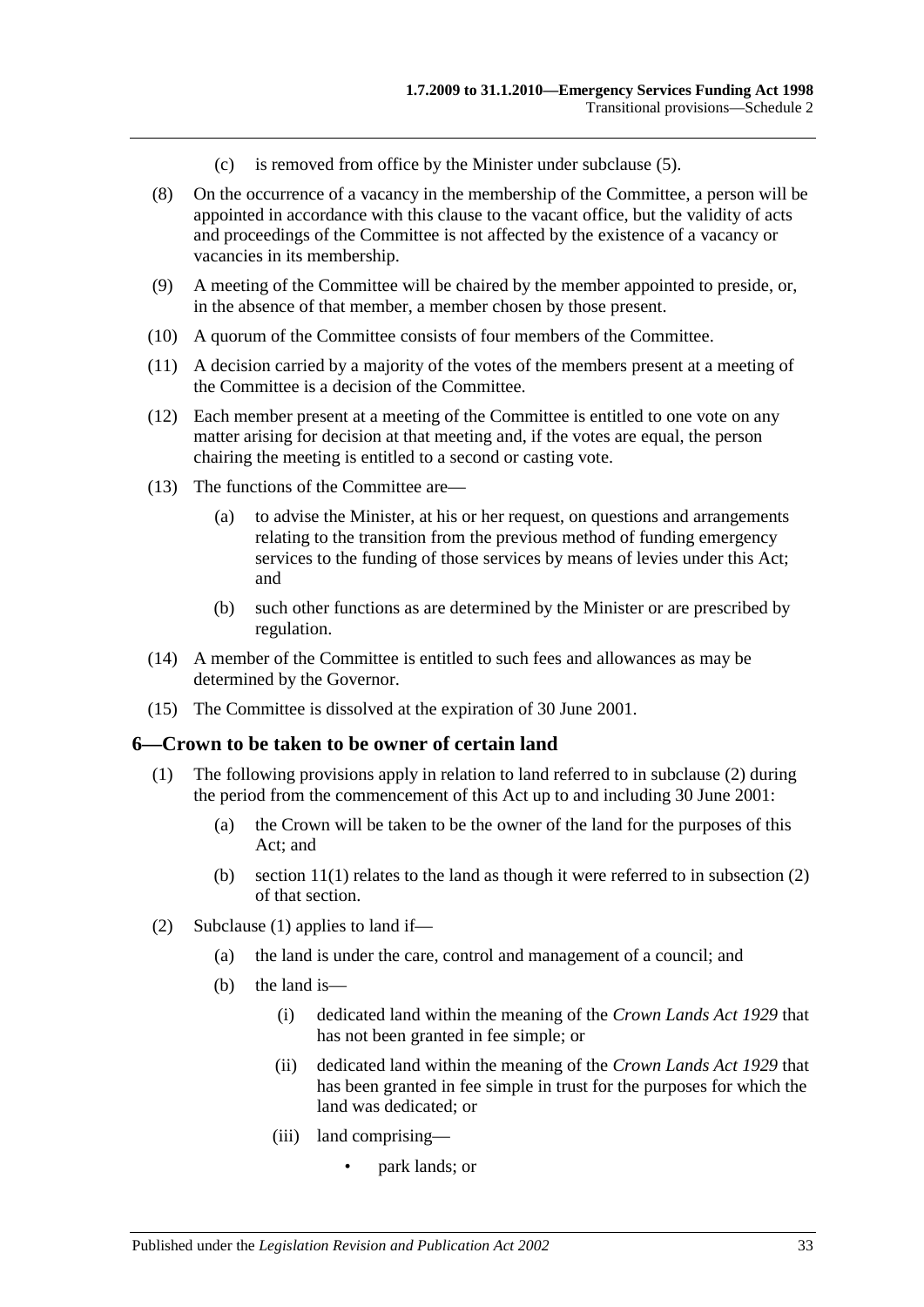(c) is removed from office by the Minister under subclause (5).

(8) On the occurrence of a vacancy in the membership of the Committee, a person will be appointed in accordance with this clause to the vacant office, but the validity of acts and proceedings of the Committee is not affected by the existence of a vacancy or vacancies in its membership.

(9) A meeting of the Committee will be chaired by the member appointed to preside, or, in the absence of that member, a member chosen by those present.

(10) A quorum of the Committee consists of four members of the Committee.

(11) A decision carried by a majority of the votes of the members present at a meeting of the Committee is a decision of the Committee.

(12) Each member present at a meeting of the Committee is entitled to one vote on any matter arising for decision at that meeting and, if the votes are equal, the person chairing the meeting is entitled to a second or casting vote.

(13) The functions of the Committee are—

(a) to advise the Minister, at his or her request, on questions and arrangements relating to the transition from the previous method of funding emergency services to the funding of those services by means of levies under this Act; and

(b) such other functions as are determined by the Minister or are prescribed by regulation.

(14) A member of the Committee is entitled to such fees and allowances as may be determined by the Governor.

(15) The Committee is dissolved at the expiration of 30 June 2001.

## 6—Crown to be taken to be owner of certain land

(1) The following provisions apply in relation to land referred to in subclause (2) during the period from the commencement of this Act up to and including 30 June 2001:

(a) the Crown will be taken to be the owner of the land for the purposes of this Act; and

(b) section 11(1) relates to the land as though it were referred to in subsection (2) of that section.

(2) Subclause (1) applies to land if—

(a) the land is under the care, control and management of a council; and

(b) the land is—

(i) dedicated land within the meaning of the *Crown Lands Act 1929* that has not been granted in fee simple; or

(ii) dedicated land within the meaning of the *Crown Lands Act 1929* that has been granted in fee simple in trust for the purposes for which the land was dedicated; or

(iii) land comprising—

- park lands; or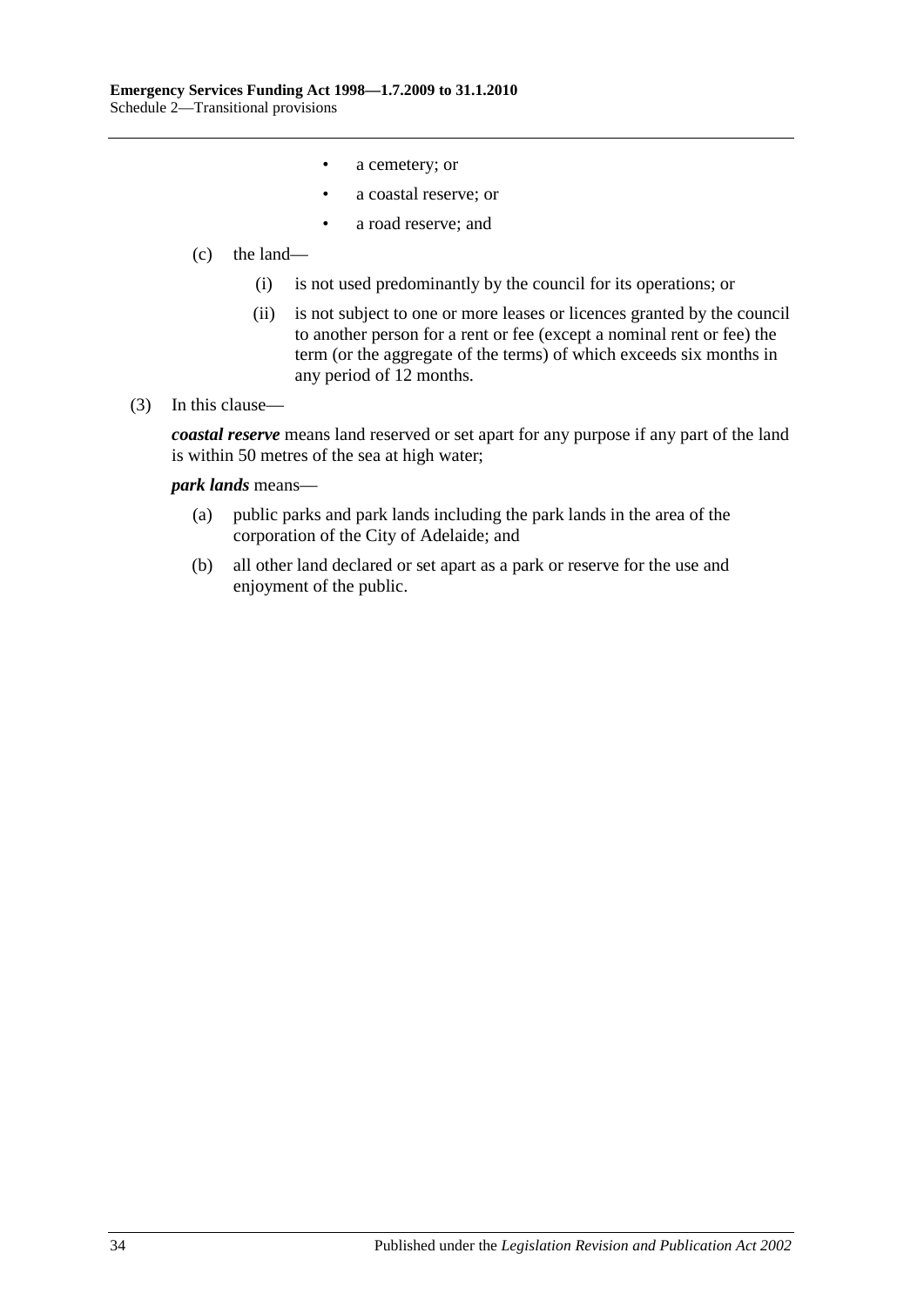- a cemetery; or
- a coastal reserve; or
- a road reserve; and

(c) the land—

(i) is not used predominantly by the council for its operations; or

(ii) is not subject to one or more leases or licences granted by the council to another person for a rent or fee (except a nominal rent or fee) the term (or the aggregate of the terms) of which exceeds six months in any period of 12 months.

(3) In this clause—

***coastal reserve*** means land reserved or set apart for any purpose if any part of the land is within 50 metres of the sea at high water;

***park lands*** means—

(a) public parks and park lands including the park lands in the area of the corporation of the City of Adelaide; and

(b) all other land declared or set apart as a park or reserve for the use and enjoyment of the public.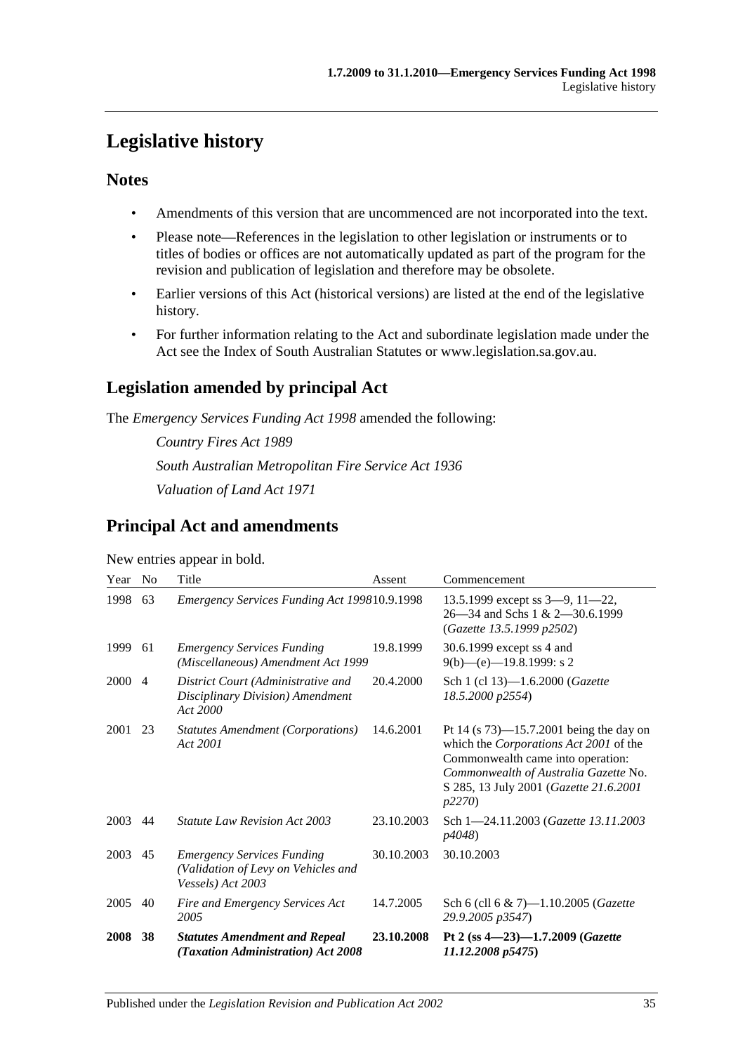# Legislative history

## Notes

- Amendments of this version that are uncommenced are not incorporated into the text.
- Please note—References in the legislation to other legislation or instruments or to titles of bodies or offices are not automatically updated as part of the program for the revision and publication of legislation and therefore may be obsolete.
- Earlier versions of this Act (historical versions) are listed at the end of the legislative history.
- For further information relating to the Act and subordinate legislation made under the Act see the Index of South Australian Statutes or www.legislation.sa.gov.au.

## Legislation amended by principal Act

The *Emergency Services Funding Act 1998* amended the following:

*Country Fires Act 1989*

*South Australian Metropolitan Fire Service Act 1936*

*Valuation of Land Act 1971*

## Principal Act and amendments

New entries appear in bold.

| Year | No | Title | Assent | Commencement |
|---|---|---|---|---|
| 1998 | 63 | *Emergency Services Funding Act 1998* | 10.9.1998 | 13.5.1999 except ss 3—9, 11—22, 26—34 and Schs 1 & 2—30.6.1999 (*Gazette 13.5.1999 p2502*) |
| 1999 | 61 | *Emergency Services Funding (Miscellaneous) Amendment Act 1999* | 19.8.1999 | 30.6.1999 except ss 4 and 9(b)—(e)—19.8.1999: s 2 |
| 2000 | 4 | *District Court (Administrative and Disciplinary Division) Amendment Act 2000* | 20.4.2000 | Sch 1 (cl 13)—1.6.2000 (*Gazette 18.5.2000 p2554*) |
| 2001 | 23 | *Statutes Amendment (Corporations) Act 2001* | 14.6.2001 | Pt 14 (s 73)—15.7.2001 being the day on which the *Corporations Act 2001* of the Commonwealth came into operation: *Commonwealth of Australia Gazette* No. S 285, 13 July 2001 (*Gazette 21.6.2001 p2270*) |
| 2003 | 44 | *Statute Law Revision Act 2003* | 23.10.2003 | Sch 1—24.11.2003 (*Gazette 13.11.2003 p4048*) |
| 2003 | 45 | *Emergency Services Funding (Validation of Levy on Vehicles and Vessels) Act 2003* | 30.10.2003 | 30.10.2003 |
| 2005 | 40 | *Fire and Emergency Services Act 2005* | 14.7.2005 | Sch 6 (cll 6 & 7)—1.10.2005 (*Gazette 29.9.2005 p3547*) |
| **2008** | **38** | ***Statutes Amendment and Repeal (Taxation Administration) Act 2008*** | **23.10.2008** | **Pt 2 (ss 4—23)—1.7.2009 (*Gazette 11.12.2008 p5475*)** |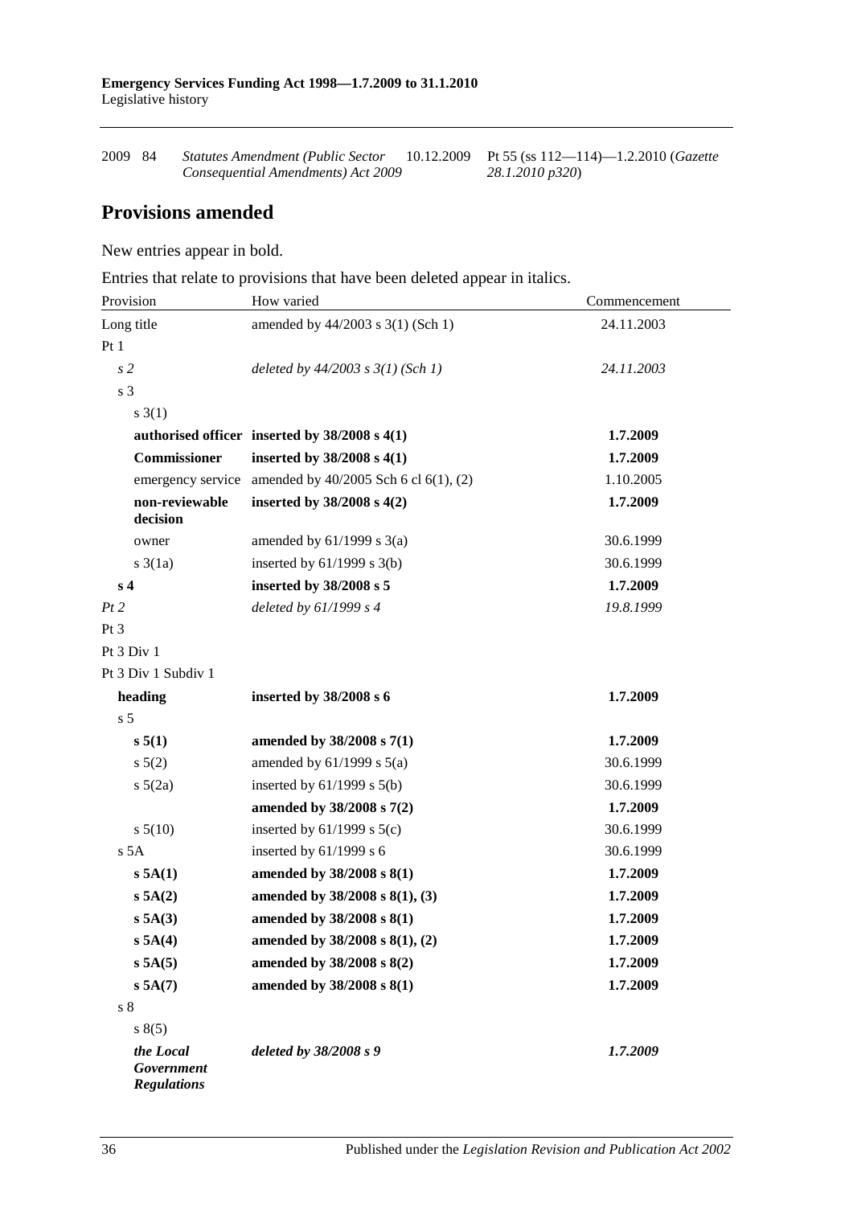| 2009 | 84 | *Statutes Amendment (Public Sector Consequential Amendments) Act 2009* | 10.12.2009 | Pt 55 (ss 112—114)—1.2.2010 (*Gazette 28.1.2010 p320*) |
|---|---|---|---|---|

## Provisions amended

New entries appear in bold.

Entries that relate to provisions that have been deleted appear in italics.

| Provision | How varied | Commencement |
|---|---|---|
| Long title | amended by 44/2003 s 3(1) (Sch 1) | 24.11.2003 |
| Pt 1 | | |
| *s 2* | *deleted by 44/2003 s 3(1) (Sch 1)* | *24.11.2003* |
| s 3 | | |
| s 3(1) | | |
| **authorised officer** | **inserted by 38/2008 s 4(1)** | **1.7.2009** |
| **Commissioner** | **inserted by 38/2008 s 4(1)** | **1.7.2009** |
| emergency service | amended by 40/2005 Sch 6 cl 6(1), (2) | 1.10.2005 |
| **non-reviewable decision** | **inserted by 38/2008 s 4(2)** | **1.7.2009** |
| owner | amended by 61/1999 s 3(a) | 30.6.1999 |
| s 3(1a) | inserted by 61/1999 s 3(b) | 30.6.1999 |
| **s 4** | **inserted by 38/2008 s 5** | **1.7.2009** |
| *Pt 2* | *deleted by 61/1999 s 4* | *19.8.1999* |
| Pt 3 | | |
| Pt 3 Div 1 | | |
| Pt 3 Div 1 Subdiv 1 | | |
| **heading** | **inserted by 38/2008 s 6** | **1.7.2009** |
| s 5 | | |
| **s 5(1)** | **amended by 38/2008 s 7(1)** | **1.7.2009** |
| s 5(2) | amended by 61/1999 s 5(a) | 30.6.1999 |
| s 5(2a) | inserted by 61/1999 s 5(b) | 30.6.1999 |
| | **amended by 38/2008 s 7(2)** | **1.7.2009** |
| s 5(10) | inserted by 61/1999 s 5(c) | 30.6.1999 |
| s 5A | inserted by 61/1999 s 6 | 30.6.1999 |
| **s 5A(1)** | **amended by 38/2008 s 8(1)** | **1.7.2009** |
| **s 5A(2)** | **amended by 38/2008 s 8(1), (3)** | **1.7.2009** |
| **s 5A(3)** | **amended by 38/2008 s 8(1)** | **1.7.2009** |
| **s 5A(4)** | **amended by 38/2008 s 8(1), (2)** | **1.7.2009** |
| **s 5A(5)** | **amended by 38/2008 s 8(2)** | **1.7.2009** |
| **s 5A(7)** | **amended by 38/2008 s 8(1)** | **1.7.2009** |
| s 8 | | |
| s 8(5) | | |
| ***the Local Government Regulations*** | ***deleted by 38/2008 s 9*** | ***1.7.2009*** |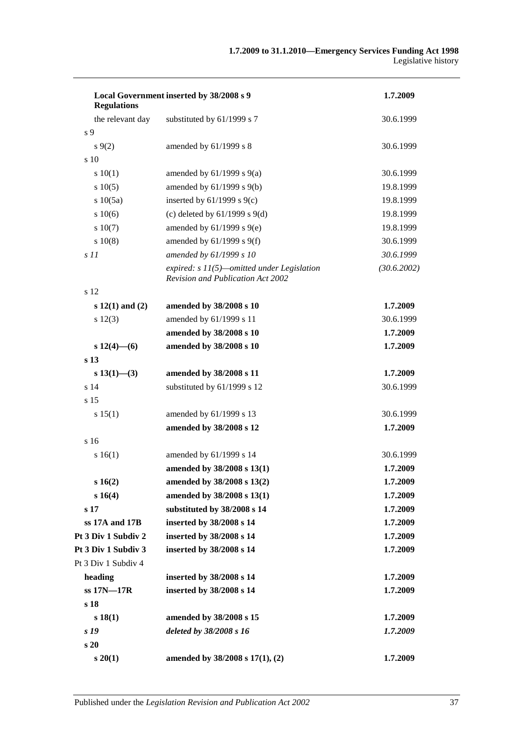| | | |
|---|---|---|
| **Local Government Regulations** | **inserted by 38/2008 s 9** | **1.7.2009** |
| the relevant day | substituted by 61/1999 s 7 | 30.6.1999 |
| s 9 | | |
| s 9(2) | amended by 61/1999 s 8 | 30.6.1999 |
| s 10 | | |
| s 10(1) | amended by 61/1999 s 9(a) | 30.6.1999 |
| s 10(5) | amended by 61/1999 s 9(b) | 19.8.1999 |
| s 10(5a) | inserted by 61/1999 s 9(c) | 19.8.1999 |
| s 10(6) | (c) deleted by 61/1999 s 9(d) | 19.8.1999 |
| s 10(7) | amended by 61/1999 s 9(e) | 19.8.1999 |
| s 10(8) | amended by 61/1999 s 9(f) | 30.6.1999 |
| *s 11* | *amended by 61/1999 s 10* | *30.6.1999* |
| | *expired: s 11(5)—omitted under Legislation Revision and Publication Act 2002* | *(30.6.2002)* |
| s 12 | | |
| **s 12(1) and (2)** | **amended by 38/2008 s 10** | **1.7.2009** |
| s 12(3) | amended by 61/1999 s 11 | 30.6.1999 |
| | **amended by 38/2008 s 10** | **1.7.2009** |
| **s 12(4)—(6)** | **amended by 38/2008 s 10** | **1.7.2009** |
| **s 13** | | |
| **s 13(1)—(3)** | **amended by 38/2008 s 11** | **1.7.2009** |
| s 14 | substituted by 61/1999 s 12 | 30.6.1999 |
| s 15 | | |
| s 15(1) | amended by 61/1999 s 13 | 30.6.1999 |
| | **amended by 38/2008 s 12** | **1.7.2009** |
| s 16 | | |
| s 16(1) | amended by 61/1999 s 14 | 30.6.1999 |
| | **amended by 38/2008 s 13(1)** | **1.7.2009** |
| **s 16(2)** | **amended by 38/2008 s 13(2)** | **1.7.2009** |
| **s 16(4)** | **amended by 38/2008 s 13(1)** | **1.7.2009** |
| **s 17** | **substituted by 38/2008 s 14** | **1.7.2009** |
| **ss 17A and 17B** | **inserted by 38/2008 s 14** | **1.7.2009** |
| **Pt 3 Div 1 Subdiv 2** | **inserted by 38/2008 s 14** | **1.7.2009** |
| **Pt 3 Div 1 Subdiv 3** | **inserted by 38/2008 s 14** | **1.7.2009** |
| Pt 3 Div 1 Subdiv 4 | | |
| **heading** | **inserted by 38/2008 s 14** | **1.7.2009** |
| **ss 17N—17R** | **inserted by 38/2008 s 14** | **1.7.2009** |
| **s 18** | | |
| **s 18(1)** | **amended by 38/2008 s 15** | **1.7.2009** |
| ***s 19*** | ***deleted by 38/2008 s 16*** | ***1.7.2009*** |
| **s 20** | | |
| **s 20(1)** | **amended by 38/2008 s 17(1), (2)** | **1.7.2009** |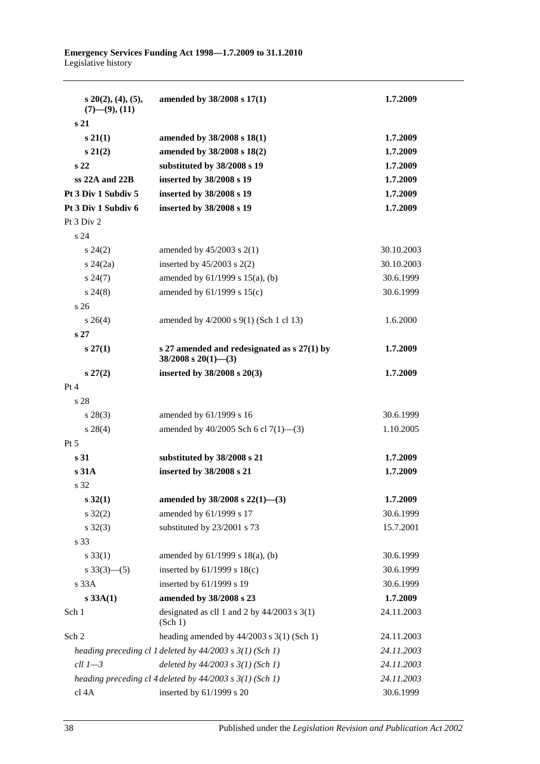| | | |
|---|---|---|
| **s 20(2), (4), (5), (7)—(9), (11)** | **amended by 38/2008 s 17(1)** | **1.7.2009** |
| **s 21** | | |
| **s 21(1)** | **amended by 38/2008 s 18(1)** | **1.7.2009** |
| **s 21(2)** | **amended by 38/2008 s 18(2)** | **1.7.2009** |
| **s 22** | **substituted by 38/2008 s 19** | **1.7.2009** |
| **ss 22A and 22B** | **inserted by 38/2008 s 19** | **1.7.2009** |
| **Pt 3 Div 1 Subdiv 5** | **inserted by 38/2008 s 19** | **1.7.2009** |
| **Pt 3 Div 1 Subdiv 6** | **inserted by 38/2008 s 19** | **1.7.2009** |
| Pt 3 Div 2 | | |
| s 24 | | |
| s 24(2) | amended by 45/2003 s 2(1) | 30.10.2003 |
| s 24(2a) | inserted by 45/2003 s 2(2) | 30.10.2003 |
| s 24(7) | amended by 61/1999 s 15(a), (b) | 30.6.1999 |
| s 24(8) | amended by 61/1999 s 15(c) | 30.6.1999 |
| s 26 | | |
| s 26(4) | amended by 4/2000 s 9(1) (Sch 1 cl 13) | 1.6.2000 |
| **s 27** | | |
| **s 27(1)** | **s 27 amended and redesignated as s 27(1) by 38/2008 s 20(1)—(3)** | **1.7.2009** |
| **s 27(2)** | **inserted by 38/2008 s 20(3)** | **1.7.2009** |
| Pt 4 | | |
| s 28 | | |
| s 28(3) | amended by 61/1999 s 16 | 30.6.1999 |
| s 28(4) | amended by 40/2005 Sch 6 cl 7(1)—(3) | 1.10.2005 |
| Pt 5 | | |
| **s 31** | **substituted by 38/2008 s 21** | **1.7.2009** |
| **s 31A** | **inserted by 38/2008 s 21** | **1.7.2009** |
| s 32 | | |
| **s 32(1)** | **amended by 38/2008 s 22(1)—(3)** | **1.7.2009** |
| s 32(2) | amended by 61/1999 s 17 | 30.6.1999 |
| s 32(3) | substituted by 23/2001 s 73 | 15.7.2001 |
| s 33 | | |
| s 33(1) | amended by 61/1999 s 18(a), (b) | 30.6.1999 |
| s 33(3)—(5) | inserted by 61/1999 s 18(c) | 30.6.1999 |
| s 33A | inserted by 61/1999 s 19 | 30.6.1999 |
| **s 33A(1)** | **amended by 38/2008 s 23** | **1.7.2009** |
| Sch 1 | designated as cll 1 and 2 by 44/2003 s 3(1) (Sch 1) | 24.11.2003 |
| Sch 2 | heading amended by 44/2003 s 3(1) (Sch 1) | 24.11.2003 |
| *heading preceding cl 1* | *deleted by 44/2003 s 3(1) (Sch 1)* | *24.11.2003* |
| *cll 1—3* | *deleted by 44/2003 s 3(1) (Sch 1)* | *24.11.2003* |
| *heading preceding cl 4* | *deleted by 44/2003 s 3(1) (Sch 1)* | *24.11.2003* |
| cl 4A | inserted by 61/1999 s 20 | 30.6.1999 |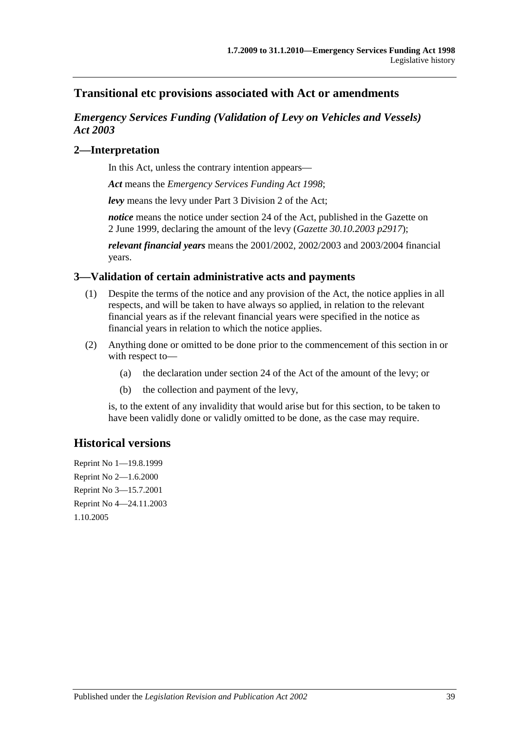## Transitional etc provisions associated with Act or amendments

### *Emergency Services Funding (Validation of Levy on Vehicles and Vessels) Act 2003*

### 2—Interpretation

In this Act, unless the contrary intention appears—

***Act*** means the *Emergency Services Funding Act 1998*;

***levy*** means the levy under Part 3 Division 2 of the Act;

***notice*** means the notice under section 24 of the Act, published in the Gazette on 2 June 1999, declaring the amount of the levy (*Gazette 30.10.2003 p2917*);

***relevant financial years*** means the 2001/2002, 2002/2003 and 2003/2004 financial years.

### 3—Validation of certain administrative acts and payments

(1) Despite the terms of the notice and any provision of the Act, the notice applies in all respects, and will be taken to have always so applied, in relation to the relevant financial years as if the relevant financial years were specified in the notice as financial years in relation to which the notice applies.

(2) Anything done or omitted to be done prior to the commencement of this section in or with respect to—

(a) the declaration under section 24 of the Act of the amount of the levy; or

(b) the collection and payment of the levy,

is, to the extent of any invalidity that would arise but for this section, to be taken to have been validly done or validly omitted to be done, as the case may require.

## Historical versions

Reprint No 1—19.8.1999

Reprint No 2—1.6.2000

Reprint No 3—15.7.2001

Reprint No 4—24.11.2003

1.10.2005